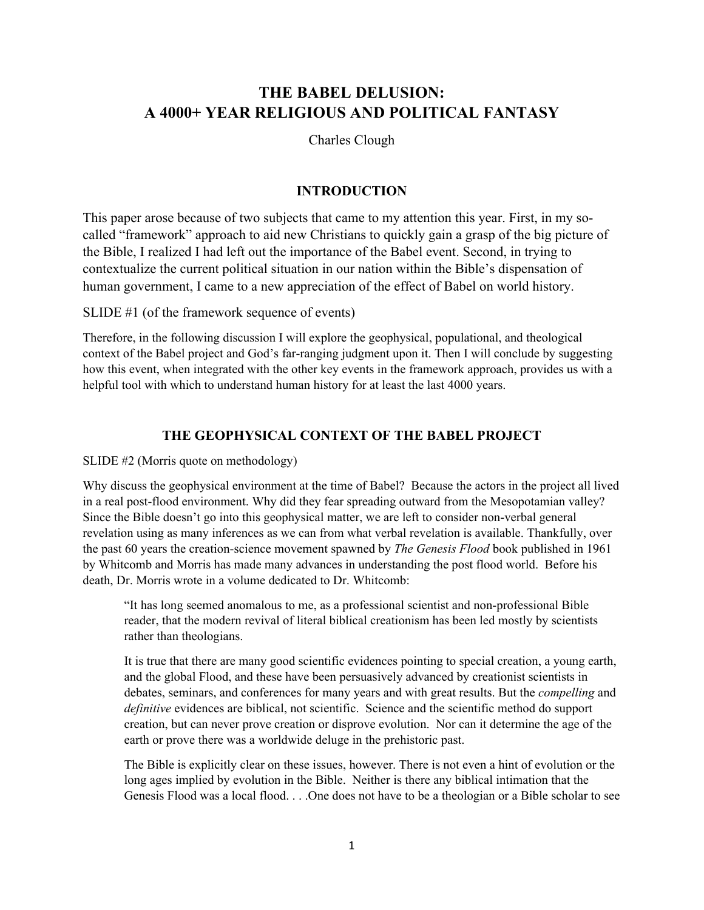# THE BABEL DELUSION: A 4000+ YEAR RELIGIOUS AND POLITICAL FANTASY

Charles Clough

## INTRODUCTION

This paper arose because of two subjects that came to my attention this year. First, in my so-called "framework" approach to aid new Christians to quickly gain a grasp of the big picture of the Bible, I realized I had left out the importance of the Babel event. Second, in trying to contextualize the current political situation in our nation within the Bible's dispensation of human government, I came to a new appreciation of the effect of Babel on world history.

SLIDE #1 (of the framework sequence of events)

Therefore, in the following discussion I will explore the geophysical, populational, and theological context of the Babel project and God's far-ranging judgment upon it. Then I will conclude by suggesting how this event, when integrated with the other key events in the framework approach, provides us with a helpful tool with which to understand human history for at least the last 4000 years.

## THE GEOPHYSICAL CONTEXT OF THE BABEL PROJECT

SLIDE #2 (Morris quote on methodology)

Why discuss the geophysical environment at the time of Babel? Because the actors in the project all lived in a real post-flood environment. Why did they fear spreading outward from the Mesopotamian valley? Since the Bible doesn't go into this geophysical matter, we are left to consider non-verbal general revelation using as many inferences as we can from what verbal revelation is available. Thankfully, over the past 60 years the creation-science movement spawned by *The Genesis Flood* book published in 1961 by Whitcomb and Morris has made many advances in understanding the post flood world. Before his death, Dr. Morris wrote in a volume dedicated to Dr. Whitcomb:

> "It has long seemed anomalous to me, as a professional scientist and non-professional Bible reader, that the modern revival of literal biblical creationism has been led mostly by scientists rather than theologians.
>
> It is true that there are many good scientific evidences pointing to special creation, a young earth, and the global Flood, and these have been persuasively advanced by creationist scientists in debates, seminars, and conferences for many years and with great results. But the *compelling* and *definitive* evidences are biblical, not scientific. Science and the scientific method do support creation, but can never prove creation or disprove evolution. Nor can it determine the age of the earth or prove there was a worldwide deluge in the prehistoric past.
>
> The Bible is explicitly clear on these issues, however. There is not even a hint of evolution or the long ages implied by evolution in the Bible. Neither is there any biblical intimation that the Genesis Flood was a local flood. . . .One does not have to be a theologian or a Bible scholar to see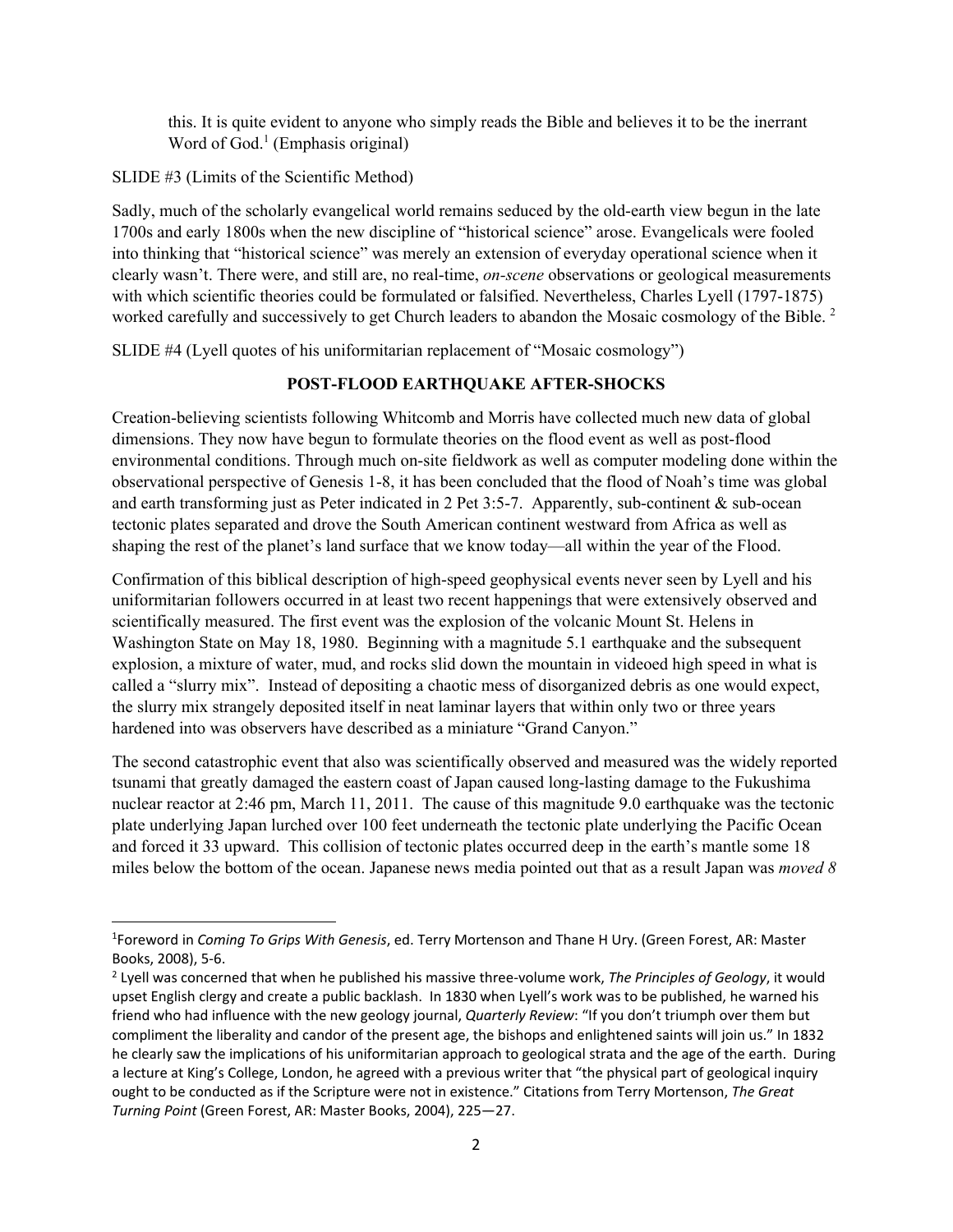> this. It is quite evident to anyone who simply reads the Bible and believes it to be the inerrant Word of God.[1] (Emphasis original)

SLIDE #3 (Limits of the Scientific Method)

Sadly, much of the scholarly evangelical world remains seduced by the old-earth view begun in the late 1700s and early 1800s when the new discipline of "historical science" arose. Evangelicals were fooled into thinking that "historical science" was merely an extension of everyday operational science when it clearly wasn't. There were, and still are, no real-time, *on-scene* observations or geological measurements with which scientific theories could be formulated or falsified. Nevertheless, Charles Lyell (1797-1875) worked carefully and successively to get Church leaders to abandon the Mosaic cosmology of the Bible. [2]

SLIDE #4 (Lyell quotes of his uniformitarian replacement of "Mosaic cosmology")

## POST-FLOOD EARTHQUAKE AFTER-SHOCKS

Creation-believing scientists following Whitcomb and Morris have collected much new data of global dimensions. They now have begun to formulate theories on the flood event as well as post-flood environmental conditions. Through much on-site fieldwork as well as computer modeling done within the observational perspective of Genesis 1-8, it has been concluded that the flood of Noah's time was global and earth transforming just as Peter indicated in 2 Pet 3:5-7. Apparently, sub-continent & sub-ocean tectonic plates separated and drove the South American continent westward from Africa as well as shaping the rest of the planet's land surface that we know today—all within the year of the Flood.

Confirmation of this biblical description of high-speed geophysical events never seen by Lyell and his uniformitarian followers occurred in at least two recent happenings that were extensively observed and scientifically measured. The first event was the explosion of the volcanic Mount St. Helens in Washington State on May 18, 1980. Beginning with a magnitude 5.1 earthquake and the subsequent explosion, a mixture of water, mud, and rocks slid down the mountain in videoed high speed in what is called a "slurry mix". Instead of depositing a chaotic mess of disorganized debris as one would expect, the slurry mix strangely deposited itself in neat laminar layers that within only two or three years hardened into was observers have described as a miniature "Grand Canyon."

The second catastrophic event that also was scientifically observed and measured was the widely reported tsunami that greatly damaged the eastern coast of Japan caused long-lasting damage to the Fukushima nuclear reactor at 2:46 pm, March 11, 2011. The cause of this magnitude 9.0 earthquake was the tectonic plate underlying Japan lurched over 100 feet underneath the tectonic plate underlying the Pacific Ocean and forced it 33 upward. This collision of tectonic plates occurred deep in the earth's mantle some 18 miles below the bottom of the ocean. Japanese news media pointed out that as a result Japan was *moved 8*

---

[1] Foreword in *Coming To Grips With Genesis*, ed. Terry Mortenson and Thane H Ury. (Green Forest, AR: Master Books, 2008), 5-6.

[2] Lyell was concerned that when he published his massive three-volume work, *The Principles of Geology*, it would upset English clergy and create a public backlash. In 1830 when Lyell's work was to be published, he warned his friend who had influence with the new geology journal, *Quarterly Review*: "If you don't triumph over them but compliment the liberality and candor of the present age, the bishops and enlightened saints will join us." In 1832 he clearly saw the implications of his uniformitarian approach to geological strata and the age of the earth. During a lecture at King's College, London, he agreed with a previous writer that "the physical part of geological inquiry ought to be conducted as if the Scripture were not in existence." Citations from Terry Mortenson, *The Great Turning Point* (Green Forest, AR: Master Books, 2004), 225—27.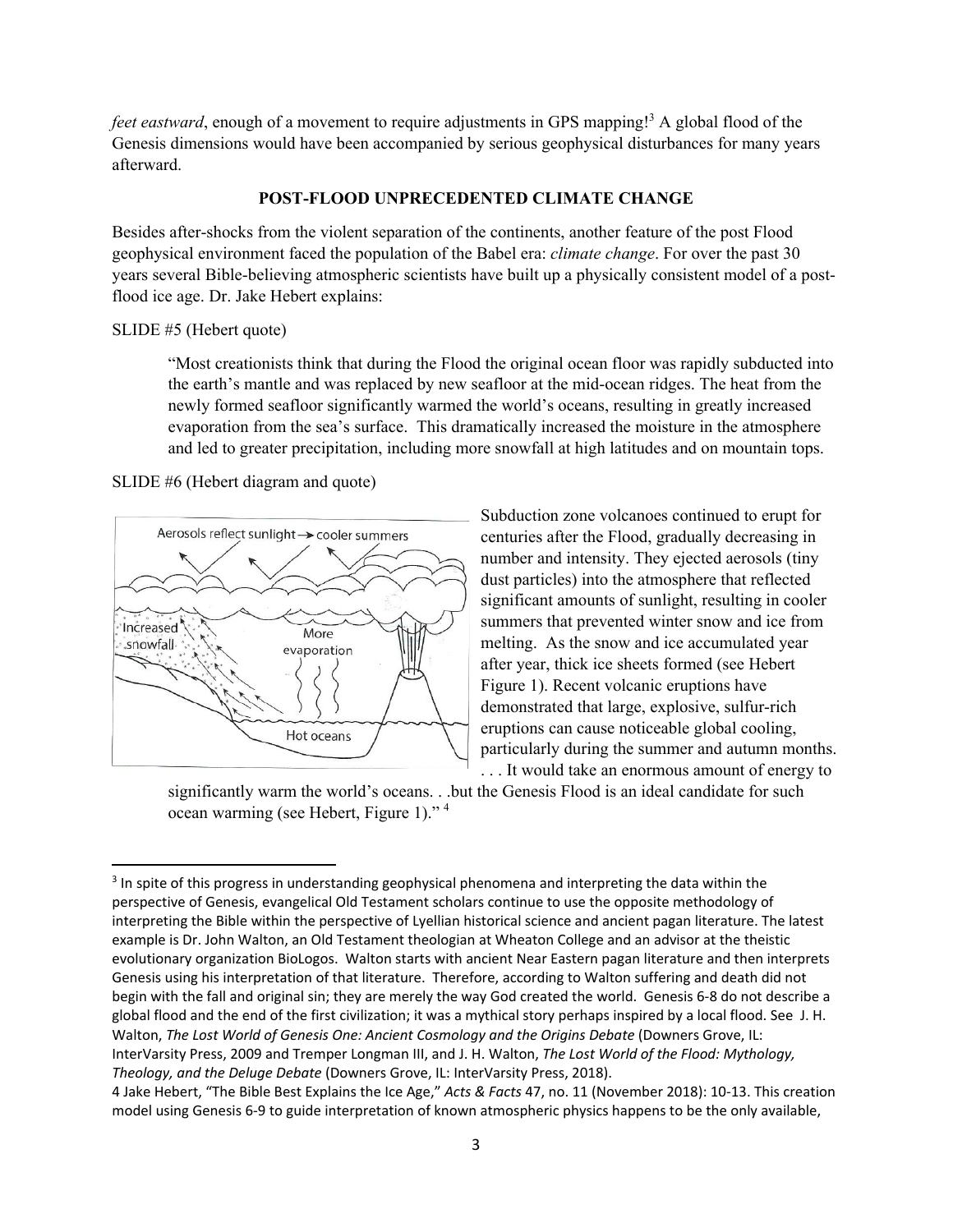*feet eastward*, enough of a movement to require adjustments in GPS mapping![3] A global flood of the Genesis dimensions would have been accompanied by serious geophysical disturbances for many years afterward.

## POST-FLOOD UNPRECEDENTED CLIMATE CHANGE

Besides after-shocks from the violent separation of the continents, another feature of the post Flood geophysical environment faced the population of the Babel era: *climate change*. For over the past 30 years several Bible-believing atmospheric scientists have built up a physically consistent model of a post-flood ice age. Dr. Jake Hebert explains:

SLIDE #5 (Hebert quote)

> "Most creationists think that during the Flood the original ocean floor was rapidly subducted into the earth's mantle and was replaced by new seafloor at the mid-ocean ridges. The heat from the newly formed seafloor significantly warmed the world's oceans, resulting in greatly increased evaporation from the sea's surface. This dramatically increased the moisture in the atmosphere and led to greater precipitation, including more snowfall at high latitudes and on mountain tops.

SLIDE #6 (Hebert diagram and quote)

> Subduction zone volcanoes continued to erupt for centuries after the Flood, gradually decreasing in number and intensity. They ejected aerosols (tiny dust particles) into the atmosphere that reflected significant amounts of sunlight, resulting in cooler summers that prevented winter snow and ice from melting. As the snow and ice accumulated year after year, thick ice sheets formed (see Hebert Figure 1). Recent volcanic eruptions have demonstrated that large, explosive, sulfur-rich eruptions can cause noticeable global cooling, particularly during the summer and autumn months. . . . It would take an enormous amount of energy to significantly warm the world's oceans. . .but the Genesis Flood is an ideal candidate for such ocean warming (see Hebert, Figure 1)." [4]

---

[3] In spite of this progress in understanding geophysical phenomena and interpreting the data within the perspective of Genesis, evangelical Old Testament scholars continue to use the opposite methodology of interpreting the Bible within the perspective of Lyellian historical science and ancient pagan literature. The latest example is Dr. John Walton, an Old Testament theologian at Wheaton College and an advisor at the theistic evolutionary organization BioLogos. Walton starts with ancient Near Eastern pagan literature and then interprets Genesis using his interpretation of that literature. Therefore, according to Walton suffering and death did not begin with the fall and original sin; they are merely the way God created the world. Genesis 6-8 do not describe a global flood and the end of the first civilization; it was a mythical story perhaps inspired by a local flood. See J. H. Walton, *The Lost World of Genesis One: Ancient Cosmology and the Origins Debate* (Downers Grove, IL: InterVarsity Press, 2009 and Tremper Longman III, and J. H. Walton, *The Lost World of the Flood: Mythology, Theology, and the Deluge Debate* (Downers Grove, IL: InterVarsity Press, 2018).

[4] Jake Hebert, "The Bible Best Explains the Ice Age," *Acts & Facts* 47, no. 11 (November 2018): 10-13. This creation model using Genesis 6-9 to guide interpretation of known atmospheric physics happens to be the only available,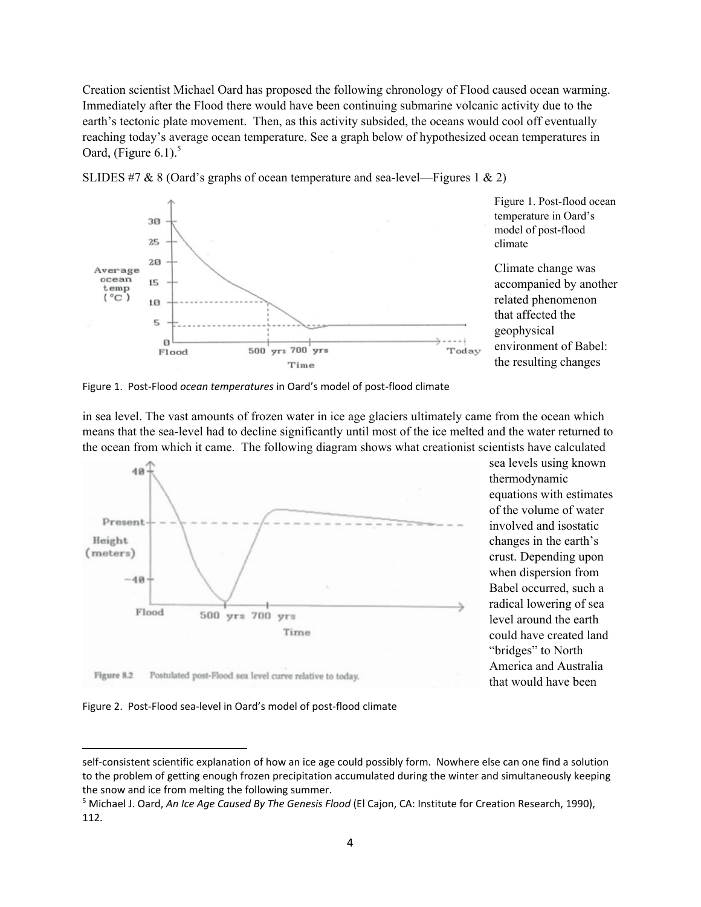Creation scientist Michael Oard has proposed the following chronology of Flood caused ocean warming. Immediately after the Flood there would have been continuing submarine volcanic activity due to the earth's tectonic plate movement. Then, as this activity subsided, the oceans would cool off eventually reaching today's average ocean temperature. See a graph below of hypothesized ocean temperatures in Oard, (Figure 6.1).[5]

SLIDES #7 & 8 (Oard's graphs of ocean temperature and sea-level—Figures 1 & 2)

Figure 1. Post-flood ocean temperature in Oard's model of post-flood climate

Figure 1. Post-Flood *ocean temperatures* in Oard's model of post-flood climate

Climate change was accompanied by another related phenomenon that affected the geophysical environment of Babel: the resulting changes in sea level. The vast amounts of frozen water in ice age glaciers ultimately came from the ocean which means that the sea-level had to decline significantly until most of the ice melted and the water returned to the ocean from which it came. The following diagram shows what creationist scientists have calculated sea levels using known thermodynamic equations with estimates of the volume of water involved and isostatic changes in the earth's crust. Depending upon when dispersion from Babel occurred, such a radical lowering of sea level around the earth could have created land "bridges" to North America and Australia that would have been

Figure 8.2 Postulated post-Flood sea level curve relative to today.

Figure 2. Post-Flood sea-level in Oard's model of post-flood climate

---

self-consistent scientific explanation of how an ice age could possibly form. Nowhere else can one find a solution to the problem of getting enough frozen precipitation accumulated during the winter and simultaneously keeping the snow and ice from melting the following summer.

[5] Michael J. Oard, *An Ice Age Caused By The Genesis Flood* (El Cajon, CA: Institute for Creation Research, 1990), 112.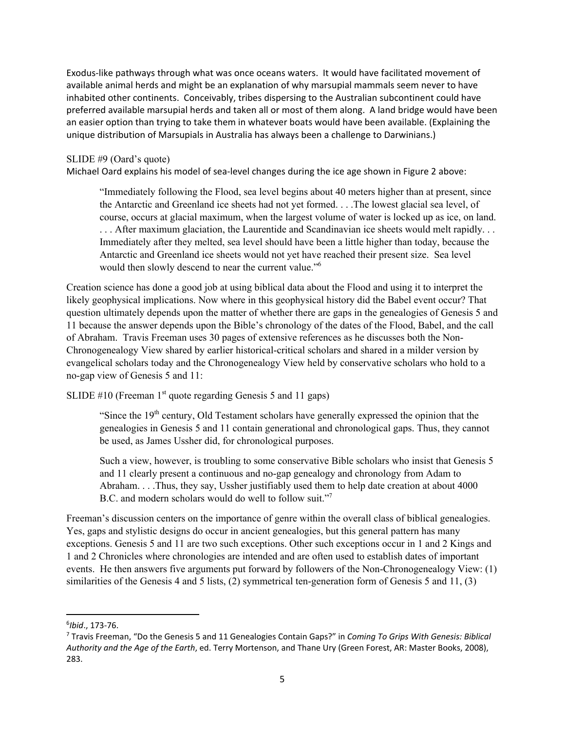Exodus-like pathways through what was once oceans waters. It would have facilitated movement of available animal herds and might be an explanation of why marsupial mammals seem never to have inhabited other continents. Conceivably, tribes dispersing to the Australian subcontinent could have preferred available marsupial herds and taken all or most of them along. A land bridge would have been an easier option than trying to take them in whatever boats would have been available. (Explaining the unique distribution of Marsupials in Australia has always been a challenge to Darwinians.)

SLIDE #9 (Oard's quote)

Michael Oard explains his model of sea-level changes during the ice age shown in Figure 2 above:

> "Immediately following the Flood, sea level begins about 40 meters higher than at present, since the Antarctic and Greenland ice sheets had not yet formed. . . .The lowest glacial sea level, of course, occurs at glacial maximum, when the largest volume of water is locked up as ice, on land. . . . After maximum glaciation, the Laurentide and Scandinavian ice sheets would melt rapidly. . . Immediately after they melted, sea level should have been a little higher than today, because the Antarctic and Greenland ice sheets would not yet have reached their present size. Sea level would then slowly descend to near the current value."[6]

Creation science has done a good job at using biblical data about the Flood and using it to interpret the likely geophysical implications. Now where in this geophysical history did the Babel event occur? That question ultimately depends upon the matter of whether there are gaps in the genealogies of Genesis 5 and 11 because the answer depends upon the Bible's chronology of the dates of the Flood, Babel, and the call of Abraham. Travis Freeman uses 30 pages of extensive references as he discusses both the Non-Chronogenealogy View shared by earlier historical-critical scholars and shared in a milder version by evangelical scholars today and the Chronogenealogy View held by conservative scholars who hold to a no-gap view of Genesis 5 and 11:

SLIDE #10 (Freeman 1st quote regarding Genesis 5 and 11 gaps)

> "Since the 19th century, Old Testament scholars have generally expressed the opinion that the genealogies in Genesis 5 and 11 contain generational and chronological gaps. Thus, they cannot be used, as James Ussher did, for chronological purposes.
>
> Such a view, however, is troubling to some conservative Bible scholars who insist that Genesis 5 and 11 clearly present a continuous and no-gap genealogy and chronology from Adam to Abraham. . . .Thus, they say, Ussher justifiably used them to help date creation at about 4000 B.C. and modern scholars would do well to follow suit."[7]

Freeman's discussion centers on the importance of genre within the overall class of biblical genealogies. Yes, gaps and stylistic designs do occur in ancient genealogies, but this general pattern has many exceptions. Genesis 5 and 11 are two such exceptions. Other such exceptions occur in 1 and 2 Kings and 1 and 2 Chronicles where chronologies are intended and are often used to establish dates of important events. He then answers five arguments put forward by followers of the Non-Chronogenealogy View: (1) similarities of the Genesis 4 and 5 lists, (2) symmetrical ten-generation form of Genesis 5 and 11, (3)

---

[6] *Ibid*., 173-76.

[7] Travis Freeman, "Do the Genesis 5 and 11 Genealogies Contain Gaps?" in *Coming To Grips With Genesis: Biblical Authority and the Age of the Earth*, ed. Terry Mortenson, and Thane Ury (Green Forest, AR: Master Books, 2008), 283.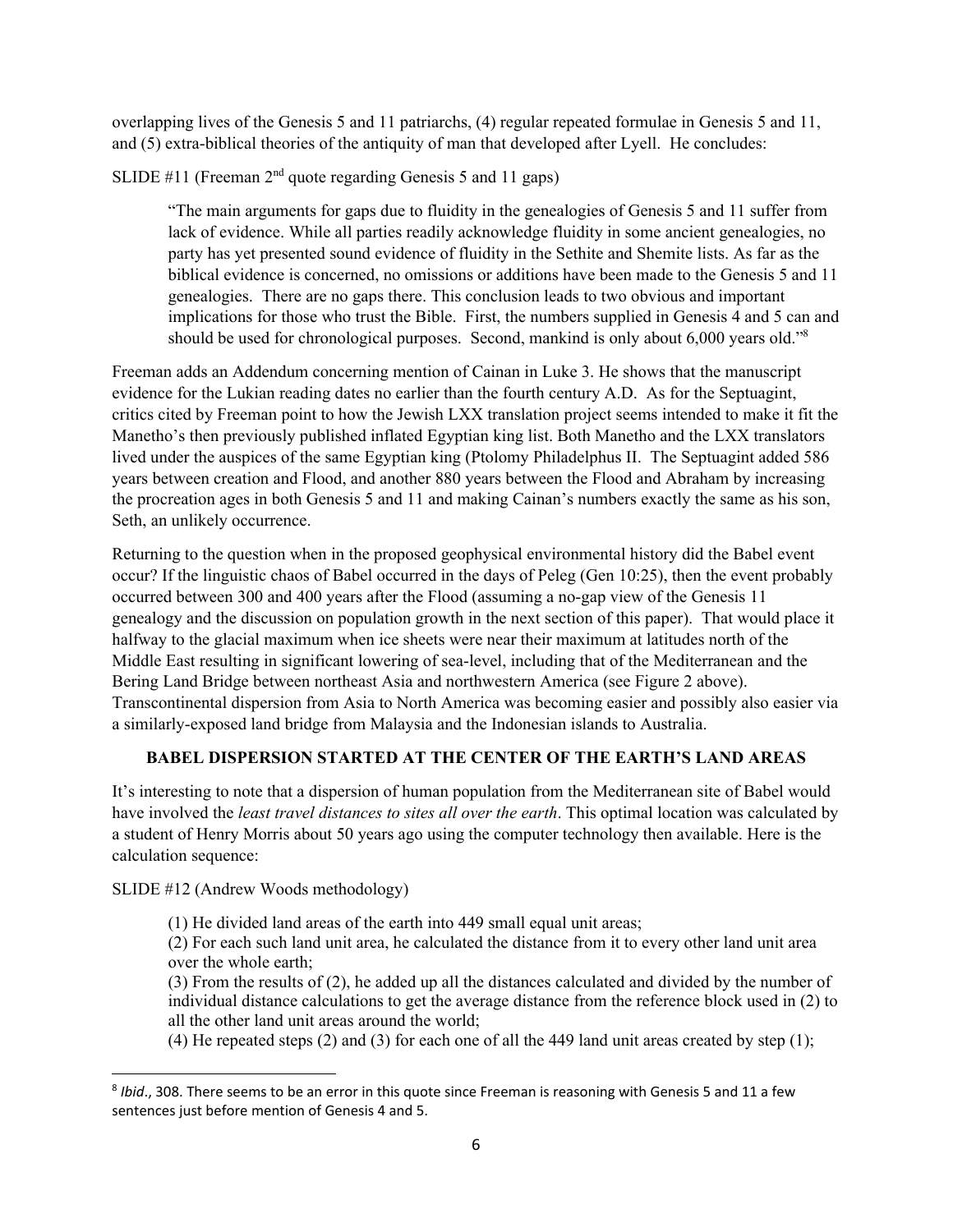overlapping lives of the Genesis 5 and 11 patriarchs, (4) regular repeated formulae in Genesis 5 and 11, and (5) extra-biblical theories of the antiquity of man that developed after Lyell. He concludes:

SLIDE #11 (Freeman 2nd quote regarding Genesis 5 and 11 gaps)

> "The main arguments for gaps due to fluidity in the genealogies of Genesis 5 and 11 suffer from lack of evidence. While all parties readily acknowledge fluidity in some ancient genealogies, no party has yet presented sound evidence of fluidity in the Sethite and Shemite lists. As far as the biblical evidence is concerned, no omissions or additions have been made to the Genesis 5 and 11 genealogies. There are no gaps there. This conclusion leads to two obvious and important implications for those who trust the Bible. First, the numbers supplied in Genesis 4 and 5 can and should be used for chronological purposes. Second, mankind is only about 6,000 years old."[8]

Freeman adds an Addendum concerning mention of Cainan in Luke 3. He shows that the manuscript evidence for the Lukian reading dates no earlier than the fourth century A.D. As for the Septuagint, critics cited by Freeman point to how the Jewish LXX translation project seems intended to make it fit the Manetho's then previously published inflated Egyptian king list. Both Manetho and the LXX translators lived under the auspices of the same Egyptian king (Ptolomy Philadelphus II. The Septuagint added 586 years between creation and Flood, and another 880 years between the Flood and Abraham by increasing the procreation ages in both Genesis 5 and 11 and making Cainan's numbers exactly the same as his son, Seth, an unlikely occurrence.

Returning to the question when in the proposed geophysical environmental history did the Babel event occur? If the linguistic chaos of Babel occurred in the days of Peleg (Gen 10:25), then the event probably occurred between 300 and 400 years after the Flood (assuming a no-gap view of the Genesis 11 genealogy and the discussion on population growth in the next section of this paper). That would place it halfway to the glacial maximum when ice sheets were near their maximum at latitudes north of the Middle East resulting in significant lowering of sea-level, including that of the Mediterranean and the Bering Land Bridge between northeast Asia and northwestern America (see Figure 2 above). Transcontinental dispersion from Asia to North America was becoming easier and possibly also easier via a similarly-exposed land bridge from Malaysia and the Indonesian islands to Australia.

## BABEL DISPERSION STARTED AT THE CENTER OF THE EARTH'S LAND AREAS

It's interesting to note that a dispersion of human population from the Mediterranean site of Babel would have involved the *least travel distances to sites all over the earth*. This optimal location was calculated by a student of Henry Morris about 50 years ago using the computer technology then available. Here is the calculation sequence:

SLIDE #12 (Andrew Woods methodology)

> (1) He divided land areas of the earth into 449 small equal unit areas;
> (2) For each such land unit area, he calculated the distance from it to every other land unit area over the whole earth;
> (3) From the results of (2), he added up all the distances calculated and divided by the number of individual distance calculations to get the average distance from the reference block used in (2) to all the other land unit areas around the world;
> (4) He repeated steps (2) and (3) for each one of all the 449 land unit areas created by step (1);

[8] *Ibid*., 308. There seems to be an error in this quote since Freeman is reasoning with Genesis 5 and 11 a few sentences just before mention of Genesis 4 and 5.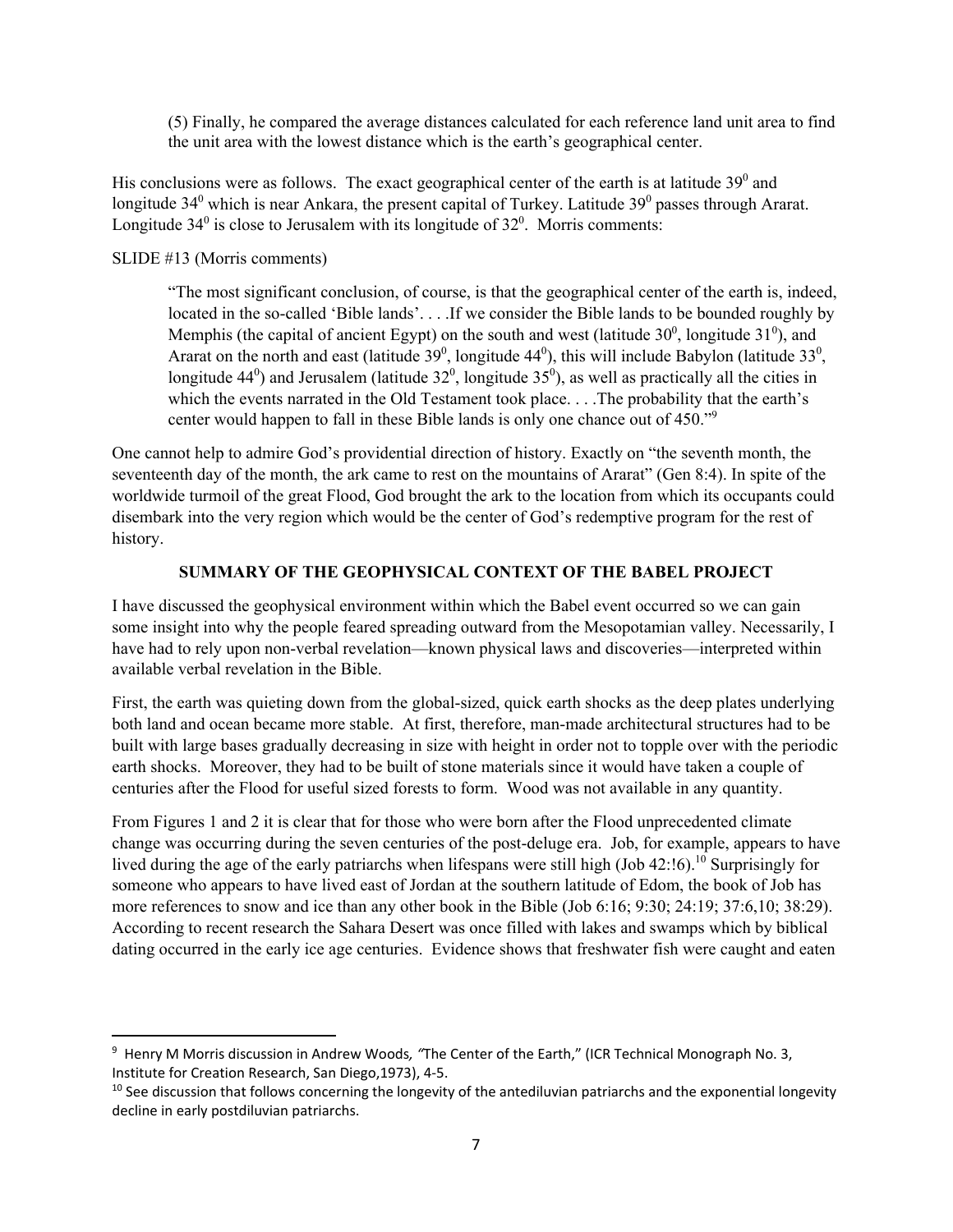(5) Finally, he compared the average distances calculated for each reference land unit area to find the unit area with the lowest distance which is the earth's geographical center.

His conclusions were as follows. The exact geographical center of the earth is at latitude $39^0$ and longitude $34^0$ which is near Ankara, the present capital of Turkey. Latitude $39^0$ passes through Ararat. Longitude $34^0$ is close to Jerusalem with its longitude of $32^0$. Morris comments:

SLIDE #13 (Morris comments)

> "The most significant conclusion, of course, is that the geographical center of the earth is, indeed, located in the so-called 'Bible lands'. . . .If we consider the Bible lands to be bounded roughly by Memphis (the capital of ancient Egypt) on the south and west (latitude $30^0$, longitude $31^0$), and Ararat on the north and east (latitude $39^0$, longitude $44^0$), this will include Babylon (latitude $33^0$, longitude $44^0$) and Jerusalem (latitude $32^0$, longitude $35^0$), as well as practically all the cities in which the events narrated in the Old Testament took place. . . .The probability that the earth's center would happen to fall in these Bible lands is only one chance out of 450."[9]

One cannot help to admire God's providential direction of history. Exactly on "the seventh month, the seventeenth day of the month, the ark came to rest on the mountains of Ararat" (Gen 8:4). In spite of the worldwide turmoil of the great Flood, God brought the ark to the location from which its occupants could disembark into the very region which would be the center of God's redemptive program for the rest of history.

## SUMMARY OF THE GEOPHYSICAL CONTEXT OF THE BABEL PROJECT

I have discussed the geophysical environment within which the Babel event occurred so we can gain some insight into why the people feared spreading outward from the Mesopotamian valley. Necessarily, I have had to rely upon non-verbal revelation—known physical laws and discoveries—interpreted within available verbal revelation in the Bible.

First, the earth was quieting down from the global-sized, quick earth shocks as the deep plates underlying both land and ocean became more stable. At first, therefore, man-made architectural structures had to be built with large bases gradually decreasing in size with height in order not to topple over with the periodic earth shocks. Moreover, they had to be built of stone materials since it would have taken a couple of centuries after the Flood for useful sized forests to form. Wood was not available in any quantity.

From Figures 1 and 2 it is clear that for those who were born after the Flood unprecedented climate change was occurring during the seven centuries of the post-deluge era. Job, for example, appears to have lived during the age of the early patriarchs when lifespans were still high (Job 42:!6).[10] Surprisingly for someone who appears to have lived east of Jordan at the southern latitude of Edom, the book of Job has more references to snow and ice than any other book in the Bible (Job 6:16; 9:30; 24:19; 37:6,10; 38:29). According to recent research the Sahara Desert was once filled with lakes and swamps which by biblical dating occurred in the early ice age centuries. Evidence shows that freshwater fish were caught and eaten

---

[9] Henry M Morris discussion in Andrew Woods, "The Center of the Earth," (ICR Technical Monograph No. 3, Institute for Creation Research, San Diego,1973), 4-5.

[10] See discussion that follows concerning the longevity of the antediluvian patriarchs and the exponential longevity decline in early postdiluvian patriarchs.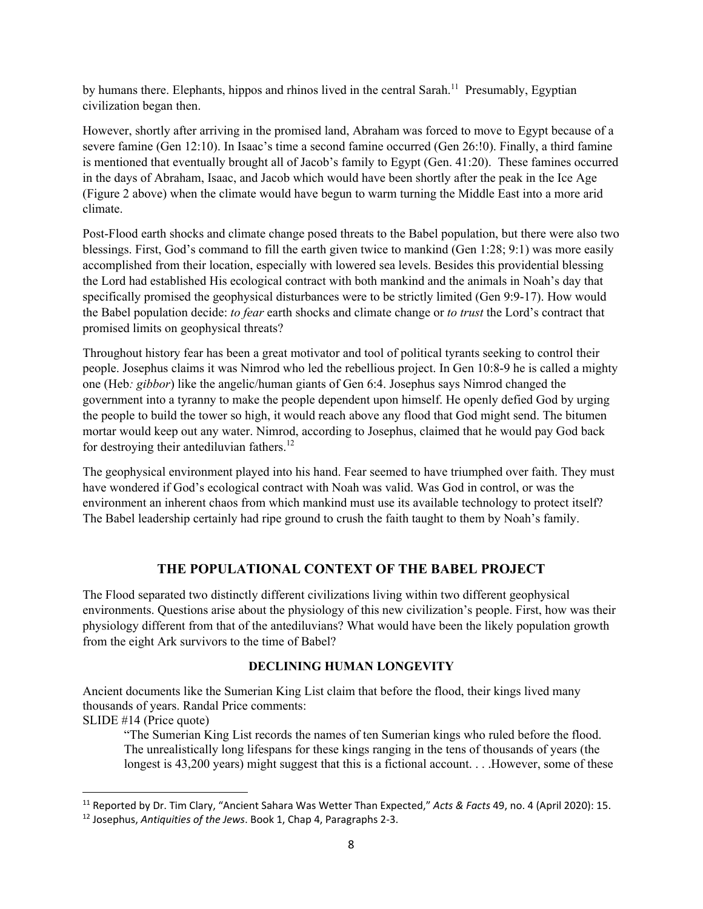by humans there. Elephants, hippos and rhinos lived in the central Sarah.[11] Presumably, Egyptian civilization began then.

However, shortly after arriving in the promised land, Abraham was forced to move to Egypt because of a severe famine (Gen 12:10). In Isaac's time a second famine occurred (Gen 26:!0). Finally, a third famine is mentioned that eventually brought all of Jacob's family to Egypt (Gen. 41:20). These famines occurred in the days of Abraham, Isaac, and Jacob which would have been shortly after the peak in the Ice Age (Figure 2 above) when the climate would have begun to warm turning the Middle East into a more arid climate.

Post-Flood earth shocks and climate change posed threats to the Babel population, but there were also two blessings. First, God's command to fill the earth given twice to mankind (Gen 1:28; 9:1) was more easily accomplished from their location, especially with lowered sea levels. Besides this providential blessing the Lord had established His ecological contract with both mankind and the animals in Noah's day that specifically promised the geophysical disturbances were to be strictly limited (Gen 9:9-17). How would the Babel population decide: *to fear* earth shocks and climate change or *to trust* the Lord's contract that promised limits on geophysical threats?

Throughout history fear has been a great motivator and tool of political tyrants seeking to control their people. Josephus claims it was Nimrod who led the rebellious project. In Gen 10:8-9 he is called a mighty one (Heb*: gibbor*) like the angelic/human giants of Gen 6:4. Josephus says Nimrod changed the government into a tyranny to make the people dependent upon himself. He openly defied God by urging the people to build the tower so high, it would reach above any flood that God might send. The bitumen mortar would keep out any water. Nimrod, according to Josephus, claimed that he would pay God back for destroying their antediluvian fathers.[12]

The geophysical environment played into his hand. Fear seemed to have triumphed over faith. They must have wondered if God's ecological contract with Noah was valid. Was God in control, or was the environment an inherent chaos from which mankind must use its available technology to protect itself? The Babel leadership certainly had ripe ground to crush the faith taught to them by Noah's family.

## THE POPULATIONAL CONTEXT OF THE BABEL PROJECT

The Flood separated two distinctly different civilizations living within two different geophysical environments. Questions arise about the physiology of this new civilization's people. First, how was their physiology different from that of the antediluvians? What would have been the likely population growth from the eight Ark survivors to the time of Babel?

### DECLINING HUMAN LONGEVITY

Ancient documents like the Sumerian King List claim that before the flood, their kings lived many thousands of years. Randal Price comments:
SLIDE #14 (Price quote)

> "The Sumerian King List records the names of ten Sumerian kings who ruled before the flood. The unrealistically long lifespans for these kings ranging in the tens of thousands of years (the longest is 43,200 years) might suggest that this is a fictional account. . . .However, some of these

---

[11] Reported by Dr. Tim Clary, "Ancient Sahara Was Wetter Than Expected," *Acts & Facts* 49, no. 4 (April 2020): 15.

[12] Josephus, *Antiquities of the Jews*. Book 1, Chap 4, Paragraphs 2-3.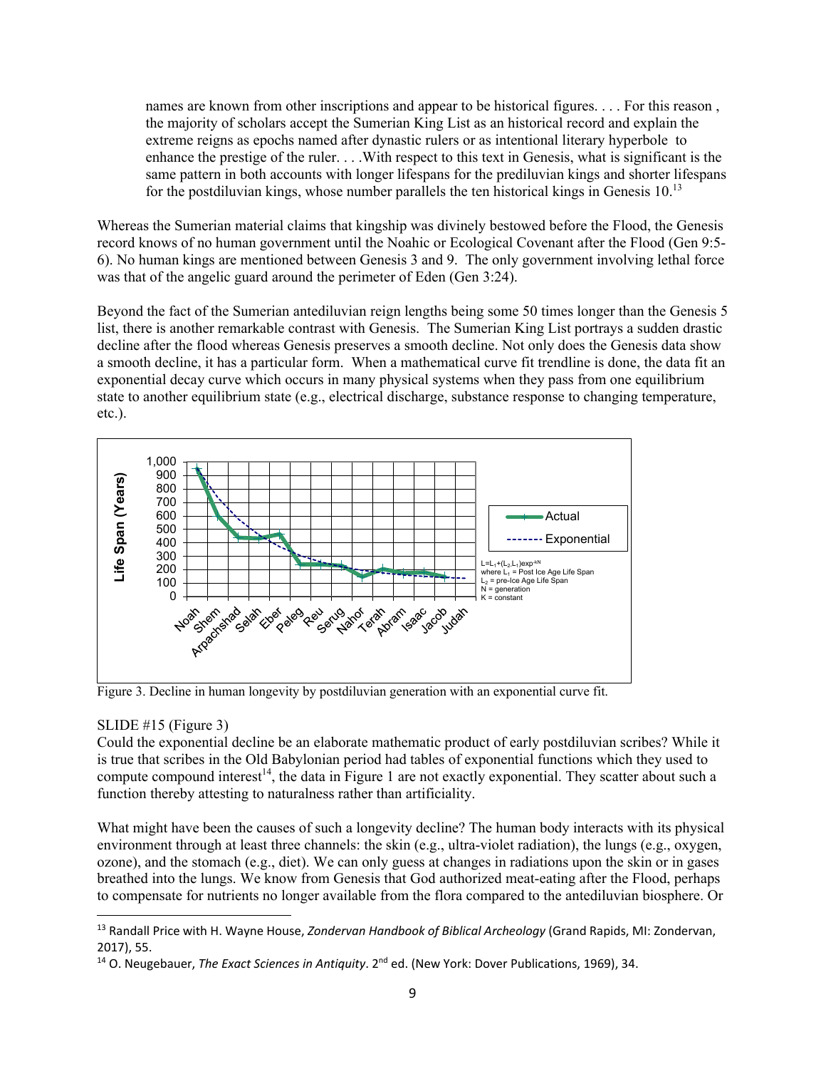> names are known from other inscriptions and appear to be historical figures. . . . For this reason , the majority of scholars accept the Sumerian King List as an historical record and explain the extreme reigns as epochs named after dynastic rulers or as intentional literary hyperbole to enhance the prestige of the ruler. . . .With respect to this text in Genesis, what is significant is the same pattern in both accounts with longer lifespans for the prediluvian kings and shorter lifespans for the postdiluvian kings, whose number parallels the ten historical kings in Genesis 10.[13]

Whereas the Sumerian material claims that kingship was divinely bestowed before the Flood, the Genesis record knows of no human government until the Noahic or Ecological Covenant after the Flood (Gen 9:5-6). No human kings are mentioned between Genesis 3 and 9. The only government involving lethal force was that of the angelic guard around the perimeter of Eden (Gen 3:24).

Beyond the fact of the Sumerian antediluvian reign lengths being some 50 times longer than the Genesis 5 list, there is another remarkable contrast with Genesis. The Sumerian King List portrays a sudden drastic decline after the flood whereas Genesis preserves a smooth decline. Not only does the Genesis data show a smooth decline, it has a particular form. When a mathematical curve fit trendline is done, the data fit an exponential decay curve which occurs in many physical systems when they pass from one equilibrium state to another equilibrium state (e.g., electrical discharge, substance response to changing temperature, etc.).

Figure 3. Decline in human longevity by postdiluvian generation with an exponential curve fit.

SLIDE #15 (Figure 3)

Could the exponential decline be an elaborate mathematic product of early postdiluvian scribes? While it is true that scribes in the Old Babylonian period had tables of exponential functions which they used to compute compound interest[14], the data in Figure 1 are not exactly exponential. They scatter about such a function thereby attesting to naturalness rather than artificiality.

What might have been the causes of such a longevity decline? The human body interacts with its physical environment through at least three channels: the skin (e.g., ultra-violet radiation), the lungs (e.g., oxygen, ozone), and the stomach (e.g., diet). We can only guess at changes in radiations upon the skin or in gases breathed into the lungs. We know from Genesis that God authorized meat-eating after the Flood, perhaps to compensate for nutrients no longer available from the flora compared to the antediluvian biosphere. Or

---

[13] Randall Price with H. Wayne House, *Zondervan Handbook of Biblical Archeology* (Grand Rapids, MI: Zondervan, 2017), 55.

[14] O. Neugebauer, *The Exact Sciences in Antiquity*. 2nd ed. (New York: Dover Publications, 1969), 34.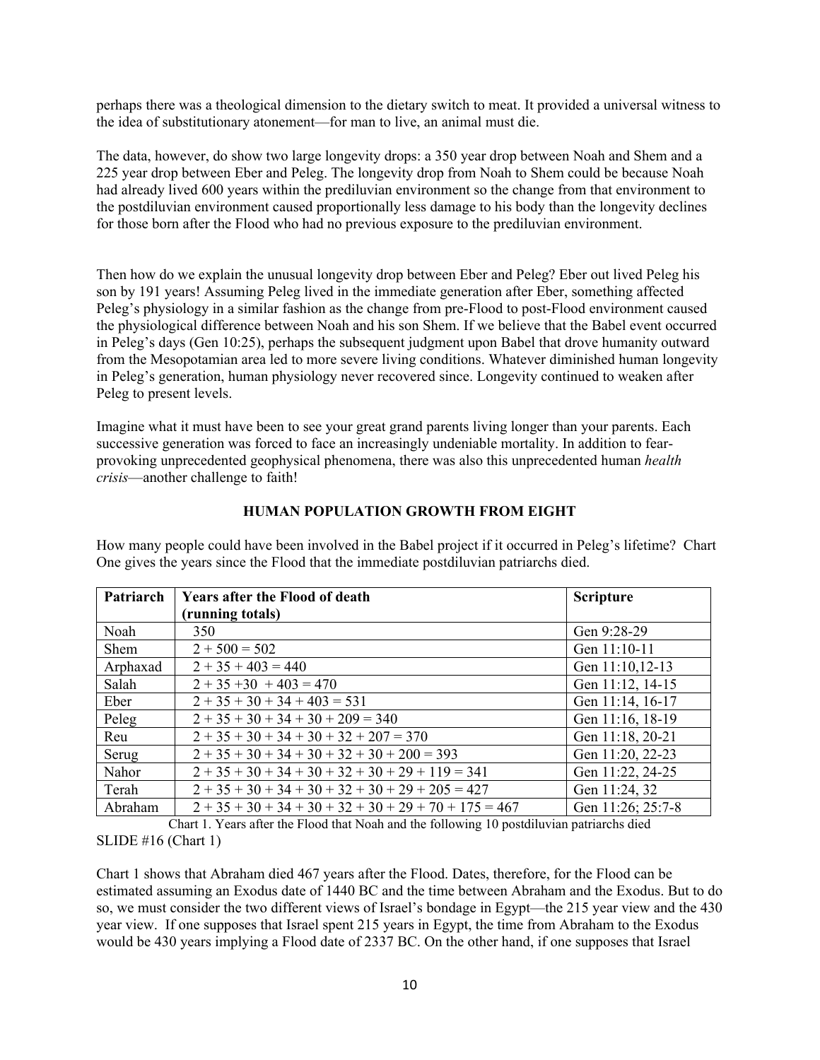perhaps there was a theological dimension to the dietary switch to meat. It provided a universal witness to the idea of substitutionary atonement—for man to live, an animal must die.

The data, however, do show two large longevity drops: a 350 year drop between Noah and Shem and a 225 year drop between Eber and Peleg. The longevity drop from Noah to Shem could be because Noah had already lived 600 years within the prediluvian environment so the change from that environment to the postdiluvian environment caused proportionally less damage to his body than the longevity declines for those born after the Flood who had no previous exposure to the prediluvian environment.

Then how do we explain the unusual longevity drop between Eber and Peleg? Eber out lived Peleg his son by 191 years! Assuming Peleg lived in the immediate generation after Eber, something affected Peleg's physiology in a similar fashion as the change from pre-Flood to post-Flood environment caused the physiological difference between Noah and his son Shem. If we believe that the Babel event occurred in Peleg's days (Gen 10:25), perhaps the subsequent judgment upon Babel that drove humanity outward from the Mesopotamian area led to more severe living conditions. Whatever diminished human longevity in Peleg's generation, human physiology never recovered since. Longevity continued to weaken after Peleg to present levels.

Imagine what it must have been to see your great grand parents living longer than your parents. Each successive generation was forced to face an increasingly undeniable mortality. In addition to fear-provoking unprecedented geophysical phenomena, there was also this unprecedented human *health crisis*—another challenge to faith!

## HUMAN POPULATION GROWTH FROM EIGHT

How many people could have been involved in the Babel project if it occurred in Peleg's lifetime? Chart One gives the years since the Flood that the immediate postdiluvian patriarchs died.

| Patriarch | Years after the Flood of death (running totals) | Scripture |
|---|---|---|
| Noah | 350 | Gen 9:28-29 |
| Shem | 2 + 500 = 502 | Gen 11:10-11 |
| Arphaxad | 2 + 35 + 403 = 440 | Gen 11:10,12-13 |
| Salah | 2 + 35 +30 + 403 = 470 | Gen 11:12, 14-15 |
| Eber | 2 + 35 + 30 + 34 + 403 = 531 | Gen 11:14, 16-17 |
| Peleg | 2 + 35 + 30 + 34 + 30 + 209 = 340 | Gen 11:16, 18-19 |
| Reu | 2 + 35 + 30 + 34 + 30 + 32 + 207 = 370 | Gen 11:18, 20-21 |
| Serug | 2 + 35 + 30 + 34 + 30 + 32 + 30 + 200 = 393 | Gen 11:20, 22-23 |
| Nahor | 2 + 35 + 30 + 34 + 30 + 32 + 30 + 29 + 119 = 341 | Gen 11:22, 24-25 |
| Terah | 2 + 35 + 30 + 34 + 30 + 32 + 30 + 29 + 205 = 427 | Gen 11:24, 32 |
| Abraham | 2 + 35 + 30 + 34 + 30 + 32 + 30 + 29 + 70 + 175 = 467 | Gen 11:26; 25:7-8 |

Chart 1. Years after the Flood that Noah and the following 10 postdiluvian patriarchs died

SLIDE #16 (Chart 1)

Chart 1 shows that Abraham died 467 years after the Flood. Dates, therefore, for the Flood can be estimated assuming an Exodus date of 1440 BC and the time between Abraham and the Exodus. But to do so, we must consider the two different views of Israel's bondage in Egypt—the 215 year view and the 430 year view. If one supposes that Israel spent 215 years in Egypt, the time from Abraham to the Exodus would be 430 years implying a Flood date of 2337 BC. On the other hand, if one supposes that Israel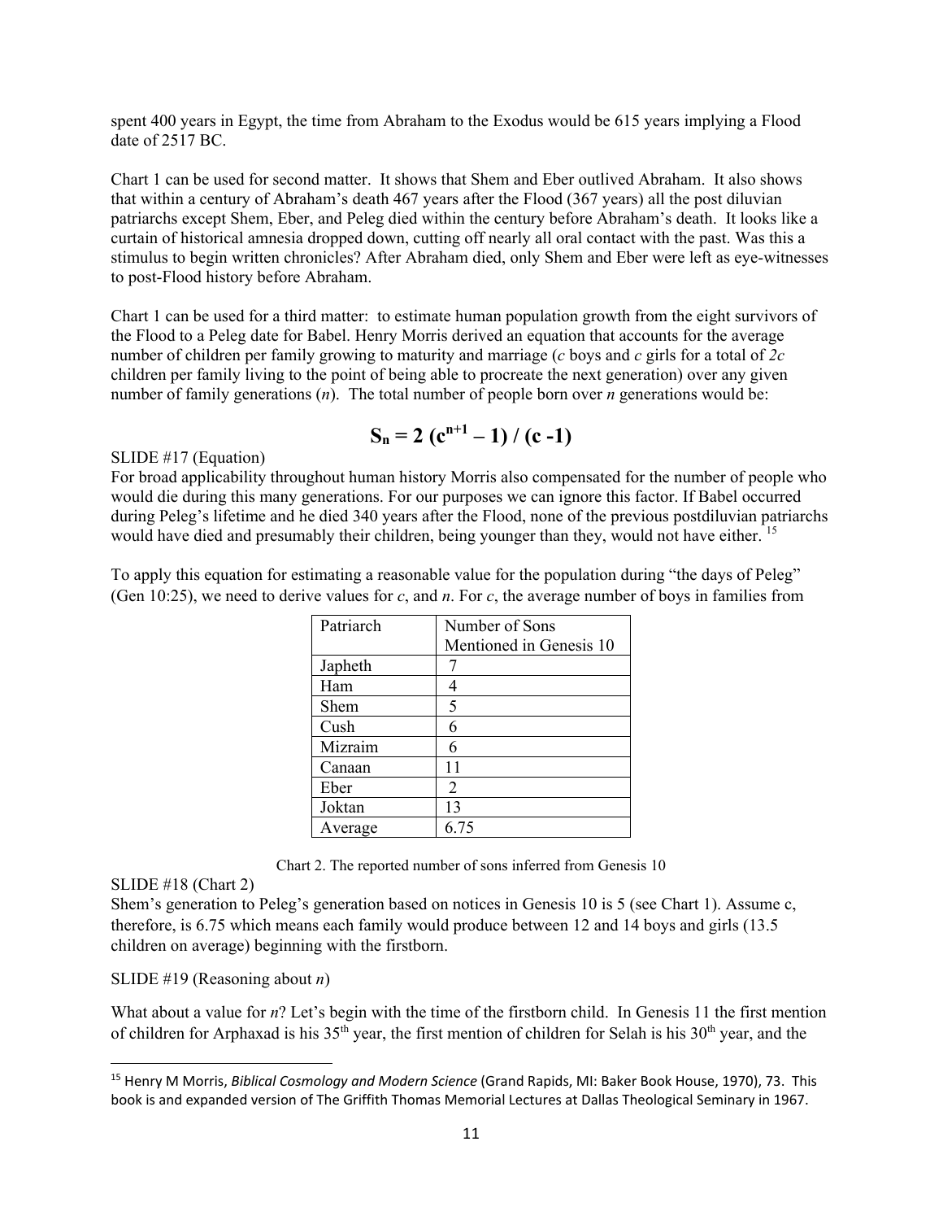spent 400 years in Egypt, the time from Abraham to the Exodus would be 615 years implying a Flood date of 2517 BC.

Chart 1 can be used for second matter. It shows that Shem and Eber outlived Abraham. It also shows that within a century of Abraham's death 467 years after the Flood (367 years) all the post diluvian patriarchs except Shem, Eber, and Peleg died within the century before Abraham's death. It looks like a curtain of historical amnesia dropped down, cutting off nearly all oral contact with the past. Was this a stimulus to begin written chronicles? After Abraham died, only Shem and Eber were left as eye-witnesses to post-Flood history before Abraham.

Chart 1 can be used for a third matter: to estimate human population growth from the eight survivors of the Flood to a Peleg date for Babel. Henry Morris derived an equation that accounts for the average number of children per family growing to maturity and marriage (*c* boys and *c* girls for a total of *2c* children per family living to the point of being able to procreate the next generation) over any given number of family generations (*n*). The total number of people born over *n* generations would be:

$$S_n = 2\,(c^{n+1} - 1) / (c - 1)$$

SLIDE #17 (Equation)
For broad applicability throughout human history Morris also compensated for the number of people who would die during this many generations. For our purposes we can ignore this factor. If Babel occurred during Peleg's lifetime and he died 340 years after the Flood, none of the previous postdiluvian patriarchs would have died and presumably their children, being younger than they, would not have either. [15]

To apply this equation for estimating a reasonable value for the population during "the days of Peleg" (Gen 10:25), we need to derive values for *c*, and *n*. For *c*, the average number of boys in families from

| Patriarch | Number of Sons Mentioned in Genesis 10 |
|---|---|
| Japheth | 7 |
| Ham | 4 |
| Shem | 5 |
| Cush | 6 |
| Mizraim | 6 |
| Canaan | 11 |
| Eber | 2 |
| Joktan | 13 |
| Average | 6.75 |

Chart 2. The reported number of sons inferred from Genesis 10

SLIDE #18 (Chart 2)
Shem's generation to Peleg's generation based on notices in Genesis 10 is 5 (see Chart 1). Assume c, therefore, is 6.75 which means each family would produce between 12 and 14 boys and girls (13.5 children on average) beginning with the firstborn.

SLIDE #19 (Reasoning about *n*)

What about a value for *n*? Let's begin with the time of the firstborn child. In Genesis 11 the first mention of children for Arphaxad is his 35th year, the first mention of children for Selah is his 30th year, and the

---

[15] Henry M Morris, *Biblical Cosmology and Modern Science* (Grand Rapids, MI: Baker Book House, 1970), 73. This book is and expanded version of The Griffith Thomas Memorial Lectures at Dallas Theological Seminary in 1967.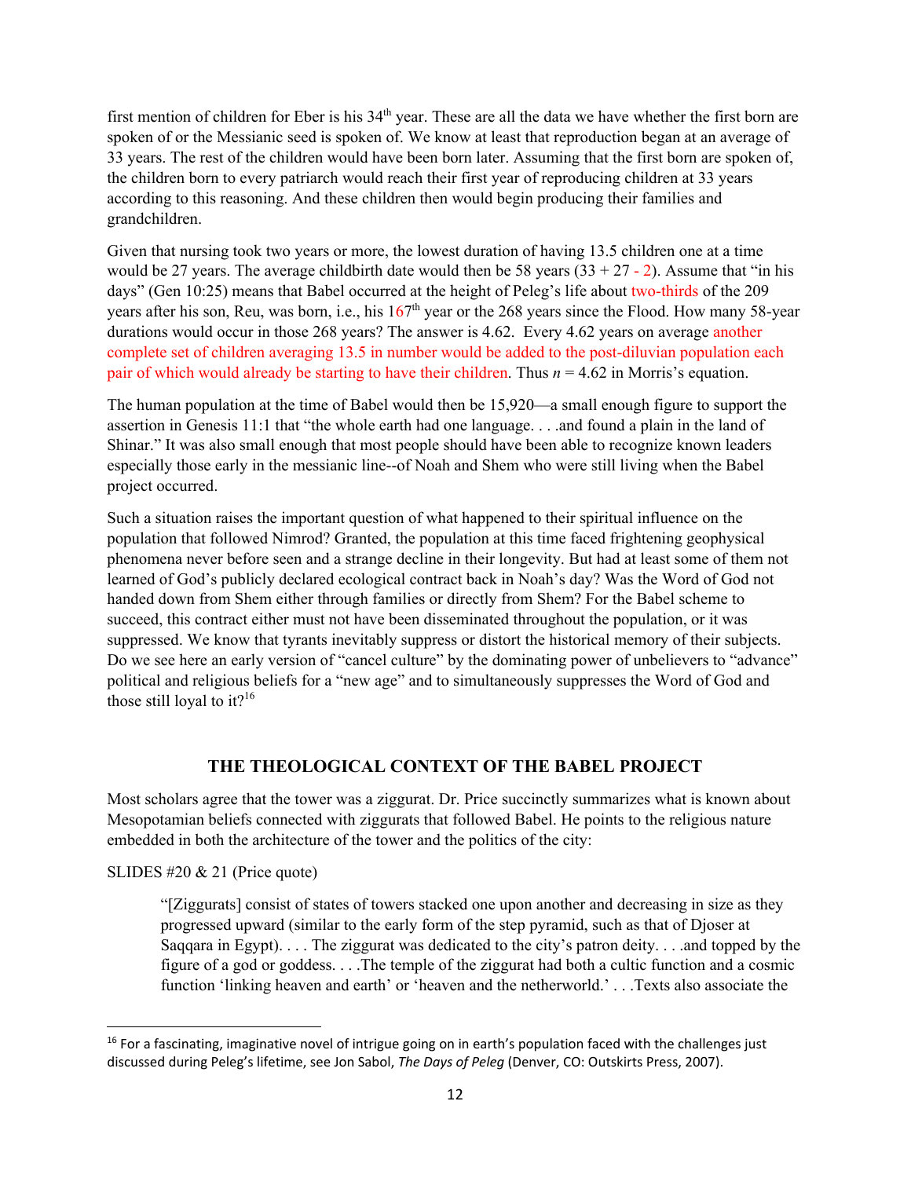first mention of children for Eber is his 34th year. These are all the data we have whether the first born are spoken of or the Messianic seed is spoken of. We know at least that reproduction began at an average of 33 years. The rest of the children would have been born later. Assuming that the first born are spoken of, the children born to every patriarch would reach their first year of reproducing children at 33 years according to this reasoning. And these children then would begin producing their families and grandchildren.

Given that nursing took two years or more, the lowest duration of having 13.5 children one at a time would be 27 years. The average childbirth date would then be 58 years (33 + 27 - 2). Assume that "in his days" (Gen 10:25) means that Babel occurred at the height of Peleg's life about two-thirds of the 209 years after his son, Reu, was born, i.e., his 167th year or the 268 years since the Flood. How many 58-year durations would occur in those 268 years? The answer is 4.62. Every 4.62 years on average another complete set of children averaging 13.5 in number would be added to the post-diluvian population each pair of which would already be starting to have their children. Thus $n = 4.62$ in Morris's equation.

The human population at the time of Babel would then be 15,920—a small enough figure to support the assertion in Genesis 11:1 that "the whole earth had one language. . . .and found a plain in the land of Shinar." It was also small enough that most people should have been able to recognize known leaders especially those early in the messianic line--of Noah and Shem who were still living when the Babel project occurred.

Such a situation raises the important question of what happened to their spiritual influence on the population that followed Nimrod? Granted, the population at this time faced frightening geophysical phenomena never before seen and a strange decline in their longevity. But had at least some of them not learned of God's publicly declared ecological contract back in Noah's day? Was the Word of God not handed down from Shem either through families or directly from Shem? For the Babel scheme to succeed, this contract either must not have been disseminated throughout the population, or it was suppressed. We know that tyrants inevitably suppress or distort the historical memory of their subjects. Do we see here an early version of "cancel culture" by the dominating power of unbelievers to "advance" political and religious beliefs for a "new age" and to simultaneously suppresses the Word of God and those still loyal to it?[16]

## THE THEOLOGICAL CONTEXT OF THE BABEL PROJECT

Most scholars agree that the tower was a ziggurat. Dr. Price succinctly summarizes what is known about Mesopotamian beliefs connected with ziggurats that followed Babel. He points to the religious nature embedded in both the architecture of the tower and the politics of the city:

SLIDES #20 & 21 (Price quote)

> "[Ziggurats] consist of states of towers stacked one upon another and decreasing in size as they progressed upward (similar to the early form of the step pyramid, such as that of Djoser at Saqqara in Egypt). . . . The ziggurat was dedicated to the city's patron deity. . . .and topped by the figure of a god or goddess. . . .The temple of the ziggurat had both a cultic function and a cosmic function 'linking heaven and earth' or 'heaven and the netherworld.' . . .Texts also associate the

[16] For a fascinating, imaginative novel of intrigue going on in earth's population faced with the challenges just discussed during Peleg's lifetime, see Jon Sabol, *The Days of Peleg* (Denver, CO: Outskirts Press, 2007).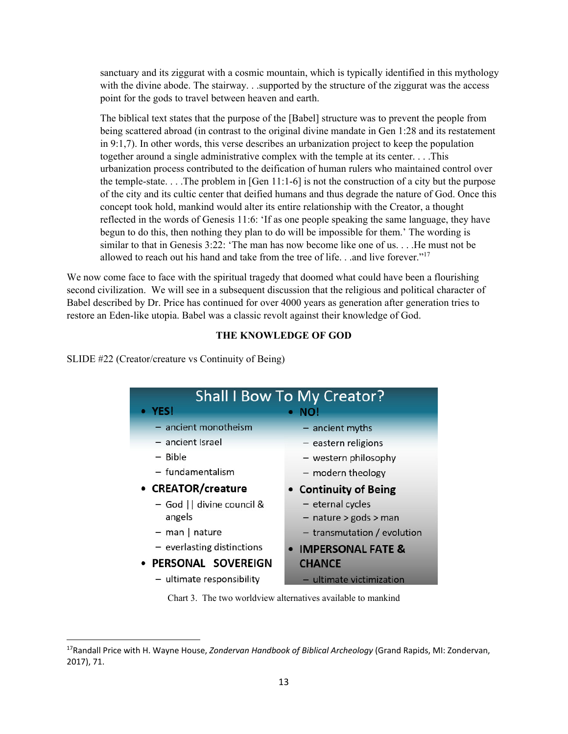> sanctuary and its ziggurat with a cosmic mountain, which is typically identified in this mythology with the divine abode. The stairway. . .supported by the structure of the ziggurat was the access point for the gods to travel between heaven and earth.
>
> The biblical text states that the purpose of the [Babel] structure was to prevent the people from being scattered abroad (in contrast to the original divine mandate in Gen 1:28 and its restatement in 9:1,7). In other words, this verse describes an urbanization project to keep the population together around a single administrative complex with the temple at its center. . . .This urbanization process contributed to the deification of human rulers who maintained control over the temple-state. . . .The problem in [Gen 11:1-6] is not the construction of a city but the purpose of the city and its cultic center that deified humans and thus degrade the nature of God. Once this concept took hold, mankind would alter its entire relationship with the Creator, a thought reflected in the words of Genesis 11:6: 'If as one people speaking the same language, they have begun to do this, then nothing they plan to do will be impossible for them.' The wording is similar to that in Genesis 3:22: 'The man has now become like one of us. . . .He must not be allowed to reach out his hand and take from the tree of life. . .and live forever."[17]

We now come face to face with the spiritual tragedy that doomed what could have been a flourishing second civilization. We will see in a subsequent discussion that the religious and political character of Babel described by Dr. Price has continued for over 4000 years as generation after generation tries to restore an Eden-like utopia. Babel was a classic revolt against their knowledge of God.

## THE KNOWLEDGE OF GOD

SLIDE #22 (Creator/creature vs Continuity of Being)

**Shall I Bow To My Creator?**

| YES! | NO! |
|---|---|
| – ancient monotheism | – ancient myths |
| – ancient Israel | – eastern religions |
| – Bible | – western philosophy |
| – fundamentalism | – modern theology |
| **CREATOR/creature** | **Continuity of Being** |
| – God \|\| divine council & angels | – eternal cycles |
| – man \| nature | – nature > gods > man |
| – everlasting distinctions | – transmutation / evolution |
| **PERSONAL SOVEREIGN** | **IMPERSONAL FATE & CHANCE** |
| – ultimate responsibility | – ultimate victimization |

Chart 3. The two worldview alternatives available to mankind

[17] Randall Price with H. Wayne House, *Zondervan Handbook of Biblical Archeology* (Grand Rapids, MI: Zondervan, 2017), 71.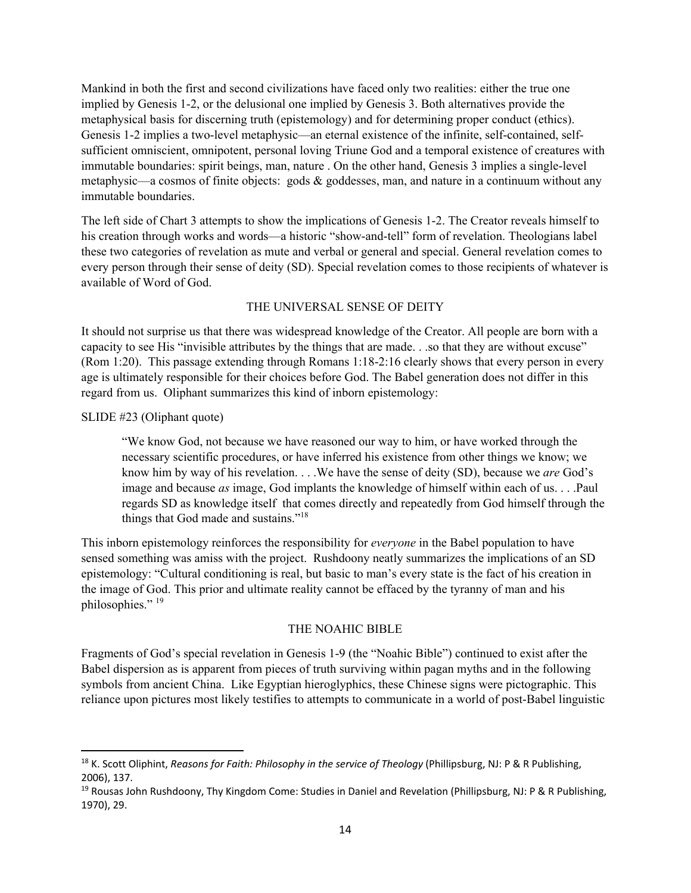Mankind in both the first and second civilizations have faced only two realities: either the true one implied by Genesis 1-2, or the delusional one implied by Genesis 3. Both alternatives provide the metaphysical basis for discerning truth (epistemology) and for determining proper conduct (ethics). Genesis 1-2 implies a two-level metaphysic—an eternal existence of the infinite, self-contained, self-sufficient omniscient, omnipotent, personal loving Triune God and a temporal existence of creatures with immutable boundaries: spirit beings, man, nature . On the other hand, Genesis 3 implies a single-level metaphysic—a cosmos of finite objects: gods & goddesses, man, and nature in a continuum without any immutable boundaries.

The left side of Chart 3 attempts to show the implications of Genesis 1-2. The Creator reveals himself to his creation through works and words—a historic "show-and-tell" form of revelation. Theologians label these two categories of revelation as mute and verbal or general and special. General revelation comes to every person through their sense of deity (SD). Special revelation comes to those recipients of whatever is available of Word of God.

## THE UNIVERSAL SENSE OF DEITY

It should not surprise us that there was widespread knowledge of the Creator. All people are born with a capacity to see His "invisible attributes by the things that are made. . .so that they are without excuse" (Rom 1:20). This passage extending through Romans 1:18-2:16 clearly shows that every person in every age is ultimately responsible for their choices before God. The Babel generation does not differ in this regard from us. Oliphant summarizes this kind of inborn epistemology:

SLIDE #23 (Oliphant quote)

> "We know God, not because we have reasoned our way to him, or have worked through the necessary scientific procedures, or have inferred his existence from other things we know; we know him by way of his revelation. . . .We have the sense of deity (SD), because we *are* God's image and because *as* image, God implants the knowledge of himself within each of us. . . .Paul regards SD as knowledge itself that comes directly and repeatedly from God himself through the things that God made and sustains."[18]

This inborn epistemology reinforces the responsibility for *everyone* in the Babel population to have sensed something was amiss with the project. Rushdoony neatly summarizes the implications of an SD epistemology: "Cultural conditioning is real, but basic to man's every state is the fact of his creation in the image of God. This prior and ultimate reality cannot be effaced by the tyranny of man and his philosophies." [19]

## THE NOAHIC BIBLE

Fragments of God's special revelation in Genesis 1-9 (the "Noahic Bible") continued to exist after the Babel dispersion as is apparent from pieces of truth surviving within pagan myths and in the following symbols from ancient China. Like Egyptian hieroglyphics, these Chinese signs were pictographic. This reliance upon pictures most likely testifies to attempts to communicate in a world of post-Babel linguistic

---

[18] K. Scott Oliphint, *Reasons for Faith: Philosophy in the service of Theology* (Phillipsburg, NJ: P & R Publishing, 2006), 137.

[19] Rousas John Rushdoony, Thy Kingdom Come: Studies in Daniel and Revelation (Phillipsburg, NJ: P & R Publishing, 1970), 29.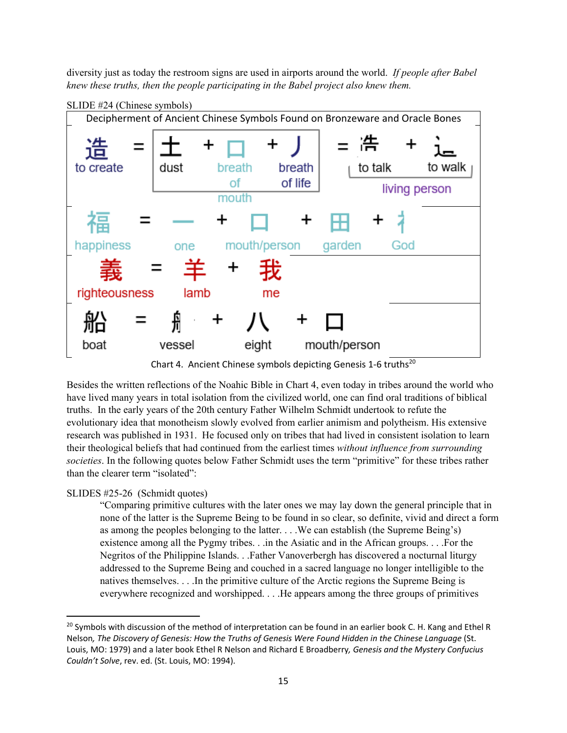diversity just as today the restroom signs are used in airports around the world. *If people after Babel knew these truths, then the people participating in the Babel project also knew them.*

SLIDE #24 (Chinese symbols)

Decipherment of Ancient Chinese Symbols Found on Bronzeware and Oracle Bones

| | | | | | | | | | | | |
|---|---|---|---|---|---|---|---|---|---|---|---|
| 造 to create | = | 土 dust | + | 口 breath of mouth | + | 丿 breath of life | = | 㖗 to talk | + | 辶 to walk | living person |
| 福 happiness | = | 一 one | + | 口 mouth/person | + | 田 garden | + | 礻 God | | | |
| 義 righteousness | = | 羊 lamb | + | 我 me | | | | | | | |
| 船 boat | = | 舟 vessel | + | 八 eight | + | 口 mouth/person | | | | | |

Chart 4. Ancient Chinese symbols depicting Genesis 1-6 truths[20]

Besides the written reflections of the Noahic Bible in Chart 4, even today in tribes around the world who have lived many years in total isolation from the civilized world, one can find oral traditions of biblical truths. In the early years of the 20th century Father Wilhelm Schmidt undertook to refute the evolutionary idea that monotheism slowly evolved from earlier animism and polytheism. His extensive research was published in 1931. He focused only on tribes that had lived in consistent isolation to learn their theological beliefs that had continued from the earliest times *without influence from surrounding societies*. In the following quotes below Father Schmidt uses the term "primitive" for these tribes rather than the clearer term "isolated":

SLIDES #25-26 (Schmidt quotes)

> "Comparing primitive cultures with the later ones we may lay down the general principle that in none of the latter is the Supreme Being to be found in so clear, so definite, vivid and direct a form as among the peoples belonging to the latter. . . .We can establish (the Supreme Being's) existence among all the Pygmy tribes. . .in the Asiatic and in the African groups. . . .For the Negritos of the Philippine Islands. . .Father Vanoverbergh has discovered a nocturnal liturgy addressed to the Supreme Being and couched in a sacred language no longer intelligible to the natives themselves. . . .In the primitive culture of the Arctic regions the Supreme Being is everywhere recognized and worshipped. . . .He appears among the three groups of primitives

[20] Symbols with discussion of the method of interpretation can be found in an earlier book C. H. Kang and Ethel R Nelson, *The Discovery of Genesis: How the Truths of Genesis Were Found Hidden in the Chinese Language* (St. Louis, MO: 1979) and a later book Ethel R Nelson and Richard E Broadberry, *Genesis and the Mystery Confucius Couldn't Solve*, rev. ed. (St. Louis, MO: 1994).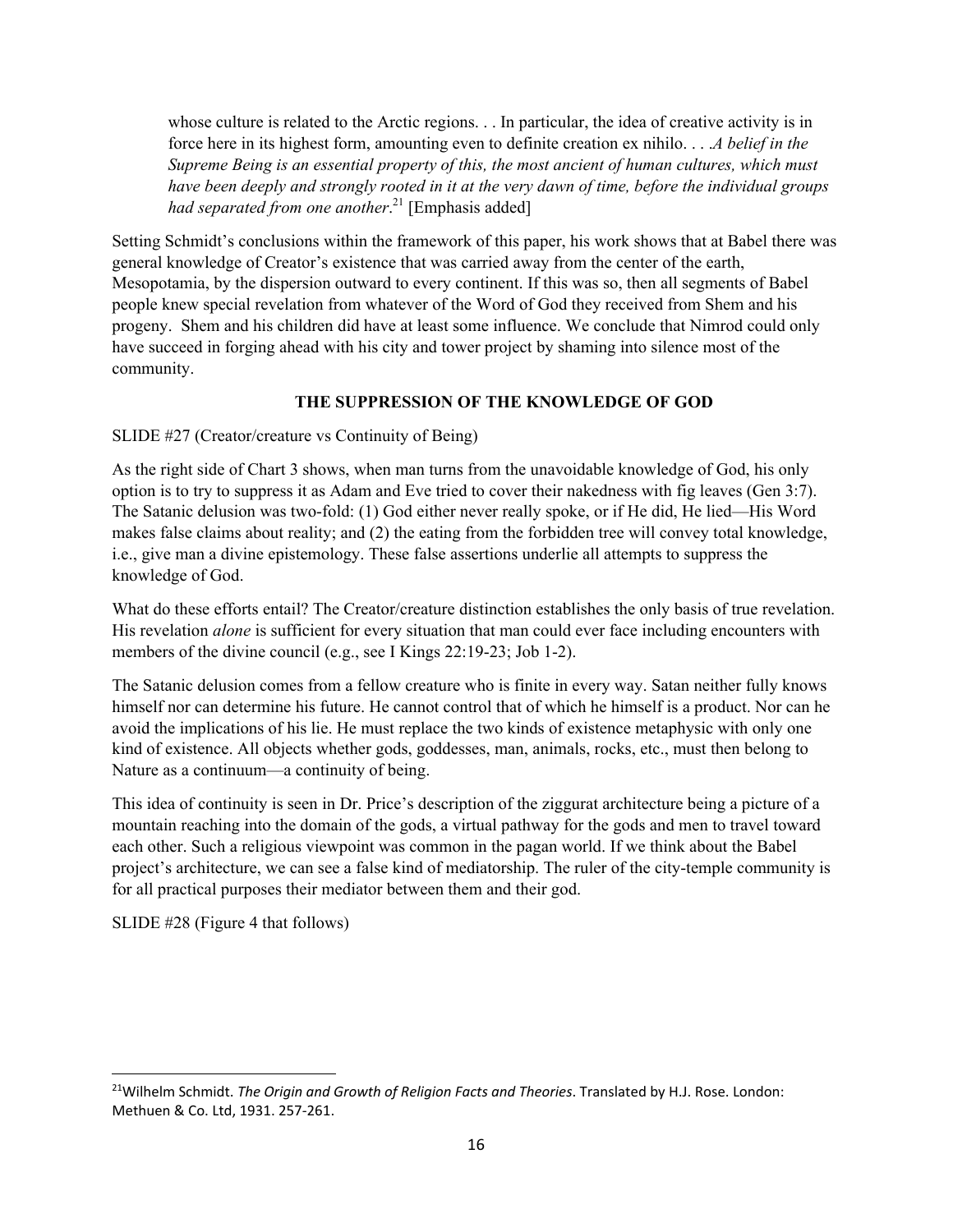> whose culture is related to the Arctic regions. . . In particular, the idea of creative activity is in force here in its highest form, amounting even to definite creation ex nihilo. . . .*A belief in the Supreme Being is an essential property of this, the most ancient of human cultures, which must have been deeply and strongly rooted in it at the very dawn of time, before the individual groups had separated from one another*.[21] [Emphasis added]

Setting Schmidt's conclusions within the framework of this paper, his work shows that at Babel there was general knowledge of Creator's existence that was carried away from the center of the earth, Mesopotamia, by the dispersion outward to every continent. If this was so, then all segments of Babel people knew special revelation from whatever of the Word of God they received from Shem and his progeny. Shem and his children did have at least some influence. We conclude that Nimrod could only have succeed in forging ahead with his city and tower project by shaming into silence most of the community.

**THE SUPPRESSION OF THE KNOWLEDGE OF GOD**

SLIDE #27 (Creator/creature vs Continuity of Being)

As the right side of Chart 3 shows, when man turns from the unavoidable knowledge of God, his only option is to try to suppress it as Adam and Eve tried to cover their nakedness with fig leaves (Gen 3:7). The Satanic delusion was two-fold: (1) God either never really spoke, or if He did, He lied—His Word makes false claims about reality; and (2) the eating from the forbidden tree will convey total knowledge, i.e., give man a divine epistemology. These false assertions underlie all attempts to suppress the knowledge of God.

What do these efforts entail? The Creator/creature distinction establishes the only basis of true revelation. His revelation *alone* is sufficient for every situation that man could ever face including encounters with members of the divine council (e.g., see I Kings 22:19-23; Job 1-2).

The Satanic delusion comes from a fellow creature who is finite in every way. Satan neither fully knows himself nor can determine his future. He cannot control that of which he himself is a product. Nor can he avoid the implications of his lie. He must replace the two kinds of existence metaphysic with only one kind of existence. All objects whether gods, goddesses, man, animals, rocks, etc., must then belong to Nature as a continuum—a continuity of being.

This idea of continuity is seen in Dr. Price's description of the ziggurat architecture being a picture of a mountain reaching into the domain of the gods, a virtual pathway for the gods and men to travel toward each other. Such a religious viewpoint was common in the pagan world. If we think about the Babel project's architecture, we can see a false kind of mediatorship. The ruler of the city-temple community is for all practical purposes their mediator between them and their god.

SLIDE #28 (Figure 4 that follows)

[21] Wilhelm Schmidt. *The Origin and Growth of Religion Facts and Theories*. Translated by H.J. Rose. London: Methuen & Co. Ltd, 1931. 257-261.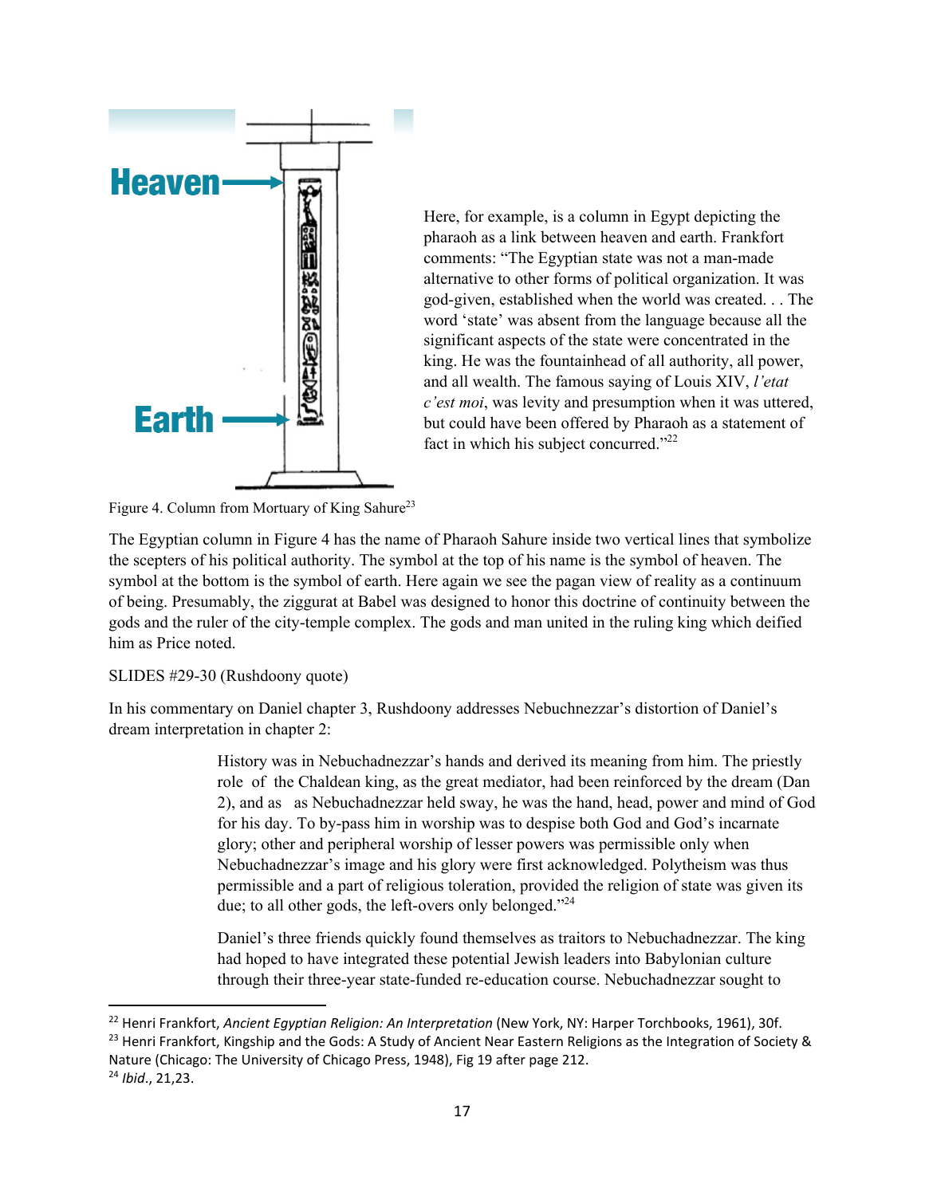Heaven

Earth

Here, for example, is a column in Egypt depicting the pharaoh as a link between heaven and earth. Frankfort comments: "The Egyptian state was not a man-made alternative to other forms of political organization. It was god-given, established when the world was created. . . The word 'state' was absent from the language because all the significant aspects of the state were concentrated in the king. He was the fountainhead of all authority, all power, and all wealth. The famous saying of Louis XIV, *l'etat c'est moi*, was levity and presumption when it was uttered, but could have been offered by Pharaoh as a statement of fact in which his subject concurred."[22]

Figure 4. Column from Mortuary of King Sahure[23]

The Egyptian column in Figure 4 has the name of Pharaoh Sahure inside two vertical lines that symbolize the scepters of his political authority. The symbol at the top of his name is the symbol of heaven. The symbol at the bottom is the symbol of earth. Here again we see the pagan view of reality as a continuum of being. Presumably, the ziggurat at Babel was designed to honor this doctrine of continuity between the gods and the ruler of the city-temple complex. The gods and man united in the ruling king which deified him as Price noted.

SLIDES #29-30 (Rushdoony quote)

In his commentary on Daniel chapter 3, Rushdoony addresses Nebuchnezzar's distortion of Daniel's dream interpretation in chapter 2:

> History was in Nebuchadnezzar's hands and derived its meaning from him. The priestly role of the Chaldean king, as the great mediator, had been reinforced by the dream (Dan 2), and as as Nebuchadnezzar held sway, he was the hand, head, power and mind of God for his day. To by-pass him in worship was to despise both God and God's incarnate glory; other and peripheral worship of lesser powers was permissible only when Nebuchadnezzar's image and his glory were first acknowledged. Polytheism was thus permissible and a part of religious toleration, provided the religion of state was given its due; to all other gods, the left-overs only belonged."[24]
>
> Daniel's three friends quickly found themselves as traitors to Nebuchadnezzar. The king had hoped to have integrated these potential Jewish leaders into Babylonian culture through their three-year state-funded re-education course. Nebuchadnezzar sought to

---

[22] Henri Frankfort, *Ancient Egyptian Religion: An Interpretation* (New York, NY: Harper Torchbooks, 1961), 30f.

[23] Henri Frankfort, Kingship and the Gods: A Study of Ancient Near Eastern Religions as the Integration of Society & Nature (Chicago: The University of Chicago Press, 1948), Fig 19 after page 212.

[24] *Ibid*., 21,23.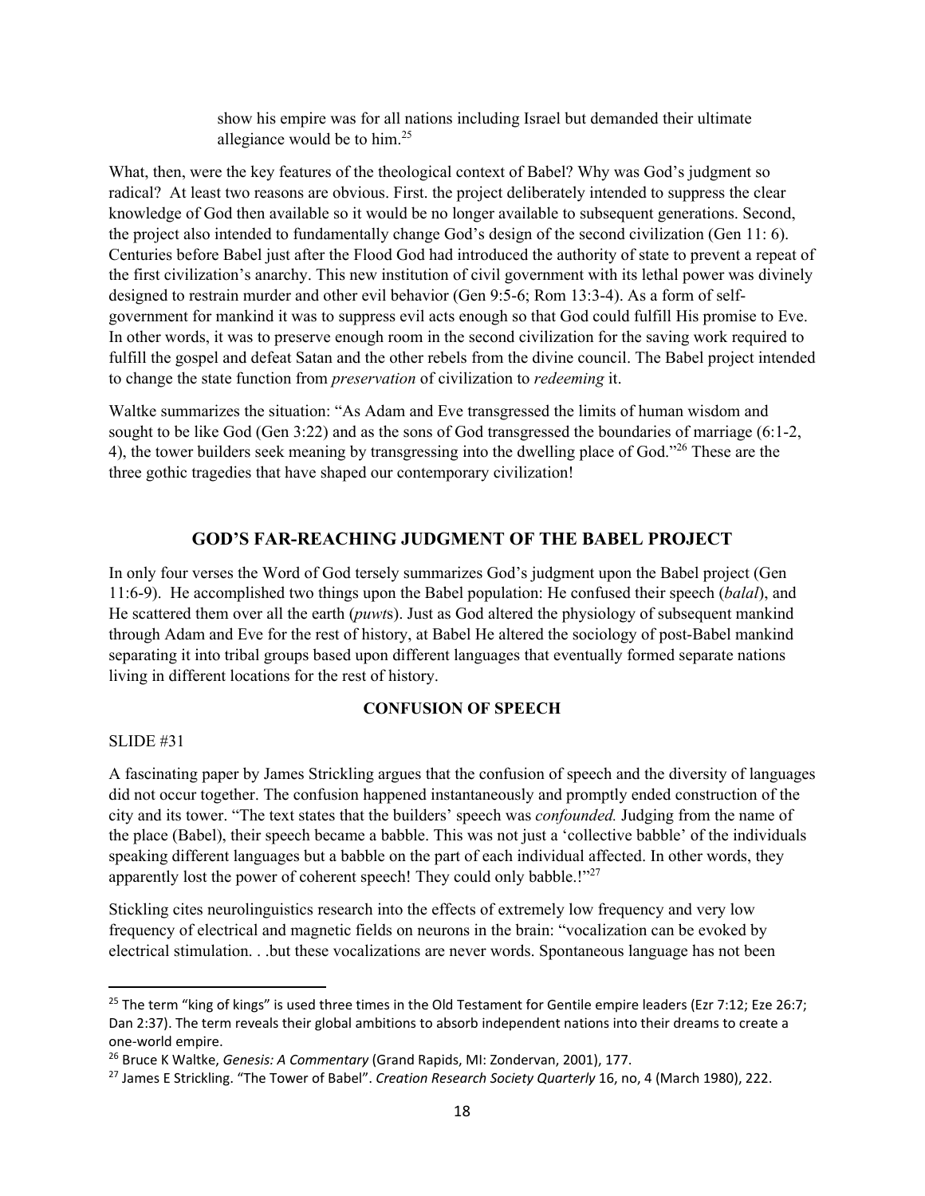> show his empire was for all nations including Israel but demanded their ultimate allegiance would be to him.[25]

What, then, were the key features of the theological context of Babel? Why was God's judgment so radical? At least two reasons are obvious. First. the project deliberately intended to suppress the clear knowledge of God then available so it would be no longer available to subsequent generations. Second, the project also intended to fundamentally change God's design of the second civilization (Gen 11: 6). Centuries before Babel just after the Flood God had introduced the authority of state to prevent a repeat of the first civilization's anarchy. This new institution of civil government with its lethal power was divinely designed to restrain murder and other evil behavior (Gen 9:5-6; Rom 13:3-4). As a form of self-government for mankind it was to suppress evil acts enough so that God could fulfill His promise to Eve. In other words, it was to preserve enough room in the second civilization for the saving work required to fulfill the gospel and defeat Satan and the other rebels from the divine council. The Babel project intended to change the state function from *preservation* of civilization to *redeeming* it.

Waltke summarizes the situation: "As Adam and Eve transgressed the limits of human wisdom and sought to be like God (Gen 3:22) and as the sons of God transgressed the boundaries of marriage (6:1-2, 4), the tower builders seek meaning by transgressing into the dwelling place of God."[26] These are the three gothic tragedies that have shaped our contemporary civilization!

## GOD'S FAR-REACHING JUDGMENT OF THE BABEL PROJECT

In only four verses the Word of God tersely summarizes God's judgment upon the Babel project (Gen 11:6-9). He accomplished two things upon the Babel population: He confused their speech (*balal*), and He scattered them over all the earth (*puwt*s). Just as God altered the physiology of subsequent mankind through Adam and Eve for the rest of history, at Babel He altered the sociology of post-Babel mankind separating it into tribal groups based upon different languages that eventually formed separate nations living in different locations for the rest of history.

### CONFUSION OF SPEECH

SLIDE #31

A fascinating paper by James Strickling argues that the confusion of speech and the diversity of languages did not occur together. The confusion happened instantaneously and promptly ended construction of the city and its tower. "The text states that the builders' speech was *confounded.* Judging from the name of the place (Babel), their speech became a babble. This was not just a 'collective babble' of the individuals speaking different languages but a babble on the part of each individual affected. In other words, they apparently lost the power of coherent speech! They could only babble.!"[27]

Stickling cites neurolinguistics research into the effects of extremely low frequency and very low frequency of electrical and magnetic fields on neurons in the brain: "vocalization can be evoked by electrical stimulation. . .but these vocalizations are never words. Spontaneous language has not been

---

[25] The term "king of kings" is used three times in the Old Testament for Gentile empire leaders (Ezr 7:12; Eze 26:7; Dan 2:37). The term reveals their global ambitions to absorb independent nations into their dreams to create a one-world empire.

[26] Bruce K Waltke, *Genesis: A Commentary* (Grand Rapids, MI: Zondervan, 2001), 177.

[27] James E Strickling. "The Tower of Babel". *Creation Research Society Quarterly* 16, no, 4 (March 1980), 222.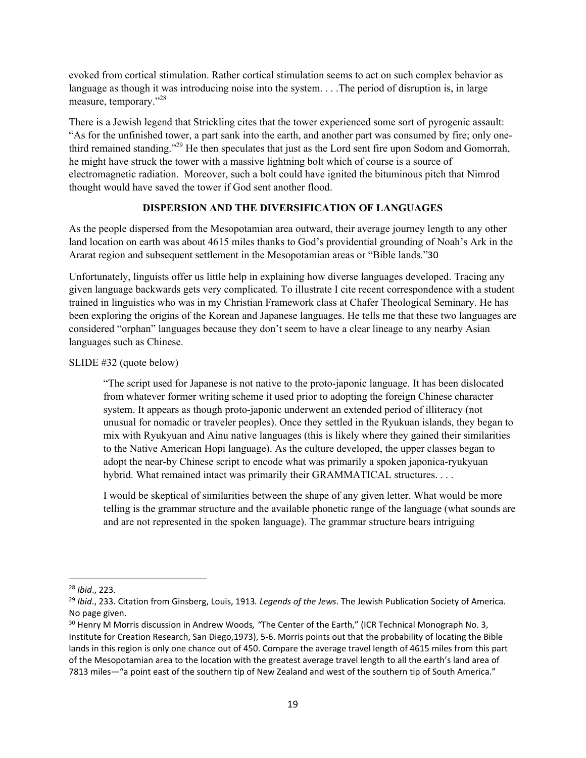evoked from cortical stimulation. Rather cortical stimulation seems to act on such complex behavior as language as though it was introducing noise into the system. . . .The period of disruption is, in large measure, temporary."[28]

There is a Jewish legend that Strickling cites that the tower experienced some sort of pyrogenic assault: "As for the unfinished tower, a part sank into the earth, and another part was consumed by fire; only one-third remained standing."[29] He then speculates that just as the Lord sent fire upon Sodom and Gomorrah, he might have struck the tower with a massive lightning bolt which of course is a source of electromagnetic radiation. Moreover, such a bolt could have ignited the bituminous pitch that Nimrod thought would have saved the tower if God sent another flood.

## DISPERSION AND THE DIVERSIFICATION OF LANGUAGES

As the people dispersed from the Mesopotamian area outward, their average journey length to any other land location on earth was about 4615 miles thanks to God's providential grounding of Noah's Ark in the Ararat region and subsequent settlement in the Mesopotamian areas or "Bible lands."[30]

Unfortunately, linguists offer us little help in explaining how diverse languages developed. Tracing any given language backwards gets very complicated. To illustrate I cite recent correspondence with a student trained in linguistics who was in my Christian Framework class at Chafer Theological Seminary. He has been exploring the origins of the Korean and Japanese languages. He tells me that these two languages are considered "orphan" languages because they don't seem to have a clear lineage to any nearby Asian languages such as Chinese.

SLIDE #32 (quote below)

> "The script used for Japanese is not native to the proto-japonic language. It has been dislocated from whatever former writing scheme it used prior to adopting the foreign Chinese character system. It appears as though proto-japonic underwent an extended period of illiteracy (not unusual for nomadic or traveler peoples). Once they settled in the Ryukuan islands, they began to mix with Ryukyuan and Ainu native languages (this is likely where they gained their similarities to the Native American Hopi language). As the culture developed, the upper classes began to adopt the near-by Chinese script to encode what was primarily a spoken japonica-ryukyuan hybrid. What remained intact was primarily their GRAMMATICAL structures. . . .
>
> I would be skeptical of similarities between the shape of any given letter. What would be more telling is the grammar structure and the available phonetic range of the language (what sounds are and are not represented in the spoken language). The grammar structure bears intriguing

---

[28] *Ibid*., 223.

[29] *Ibid*., 233. Citation from Ginsberg, Louis, 1913*. Legends of the Jews*. The Jewish Publication Society of America. No page given.

[30] Henry M Morris discussion in Andrew Woods*, "*The Center of the Earth," (ICR Technical Monograph No. 3, Institute for Creation Research, San Diego,1973), 5-6. Morris points out that the probability of locating the Bible lands in this region is only one chance out of 450. Compare the average travel length of 4615 miles from this part of the Mesopotamian area to the location with the greatest average travel length to all the earth's land area of 7813 miles—"a point east of the southern tip of New Zealand and west of the southern tip of South America."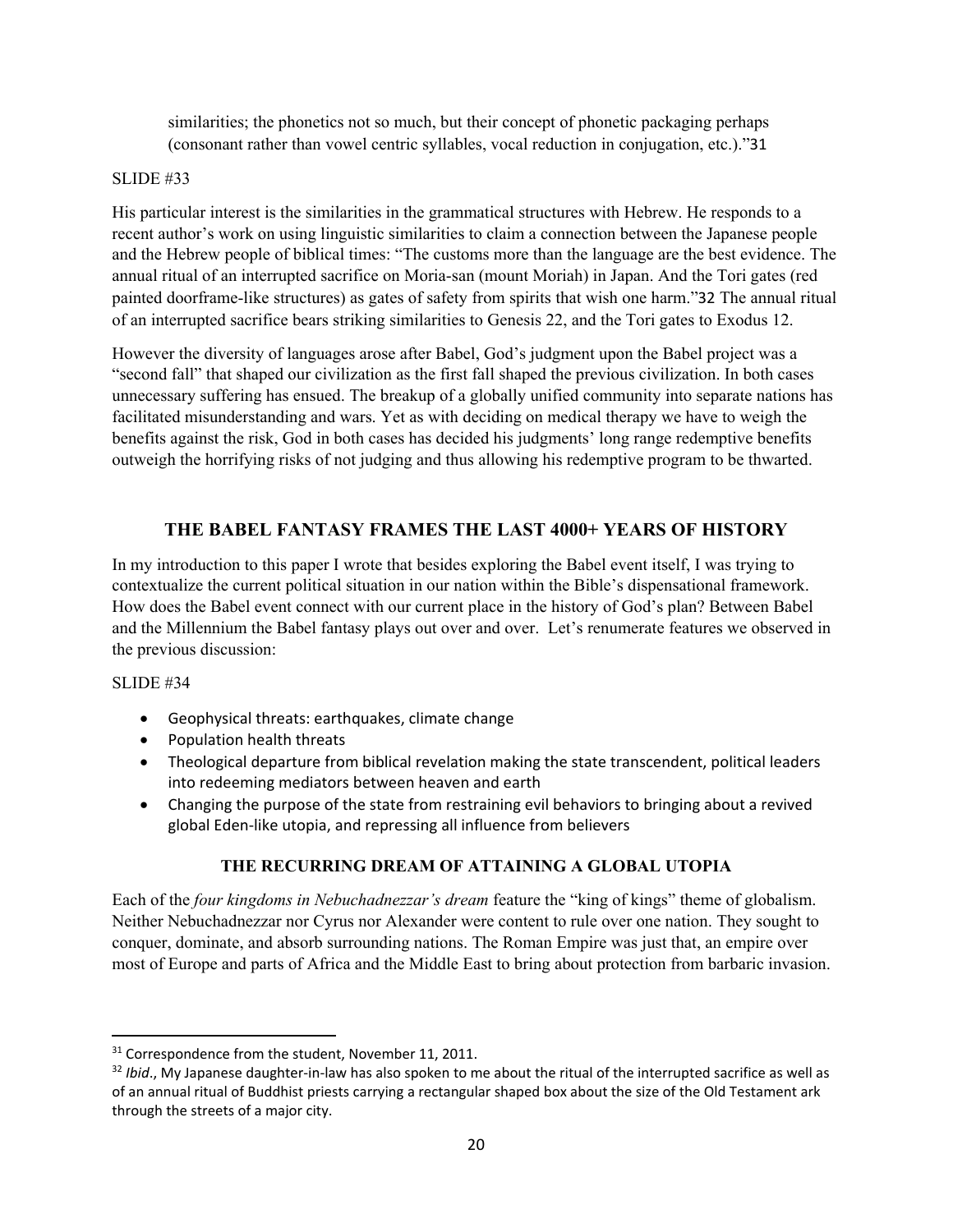similarities; the phonetics not so much, but their concept of phonetic packaging perhaps (consonant rather than vowel centric syllables, vocal reduction in conjugation, etc.)."[31]

SLIDE #33

His particular interest is the similarities in the grammatical structures with Hebrew. He responds to a recent author's work on using linguistic similarities to claim a connection between the Japanese people and the Hebrew people of biblical times: "The customs more than the language are the best evidence. The annual ritual of an interrupted sacrifice on Moria-san (mount Moriah) in Japan. And the Tori gates (red painted doorframe-like structures) as gates of safety from spirits that wish one harm."[32] The annual ritual of an interrupted sacrifice bears striking similarities to Genesis 22, and the Tori gates to Exodus 12.

However the diversity of languages arose after Babel, God's judgment upon the Babel project was a "second fall" that shaped our civilization as the first fall shaped the previous civilization. In both cases unnecessary suffering has ensued. The breakup of a globally unified community into separate nations has facilitated misunderstanding and wars. Yet as with deciding on medical therapy we have to weigh the benefits against the risk, God in both cases has decided his judgments' long range redemptive benefits outweigh the horrifying risks of not judging and thus allowing his redemptive program to be thwarted.

## THE BABEL FANTASY FRAMES THE LAST 4000+ YEARS OF HISTORY

In my introduction to this paper I wrote that besides exploring the Babel event itself, I was trying to contextualize the current political situation in our nation within the Bible's dispensational framework. How does the Babel event connect with our current place in the history of God's plan? Between Babel and the Millennium the Babel fantasy plays out over and over. Let's renumerate features we observed in the previous discussion:

SLIDE #34

- Geophysical threats: earthquakes, climate change
- Population health threats
- Theological departure from biblical revelation making the state transcendent, political leaders into redeeming mediators between heaven and earth
- Changing the purpose of the state from restraining evil behaviors to bringing about a revived global Eden-like utopia, and repressing all influence from believers

### THE RECURRING DREAM OF ATTAINING A GLOBAL UTOPIA

Each of the *four kingdoms in Nebuchadnezzar's dream* feature the "king of kings" theme of globalism. Neither Nebuchadnezzar nor Cyrus nor Alexander were content to rule over one nation. They sought to conquer, dominate, and absorb surrounding nations. The Roman Empire was just that, an empire over most of Europe and parts of Africa and the Middle East to bring about protection from barbaric invasion.

---

[31] Correspondence from the student, November 11, 2011.

[32] *Ibid*., My Japanese daughter-in-law has also spoken to me about the ritual of the interrupted sacrifice as well as of an annual ritual of Buddhist priests carrying a rectangular shaped box about the size of the Old Testament ark through the streets of a major city.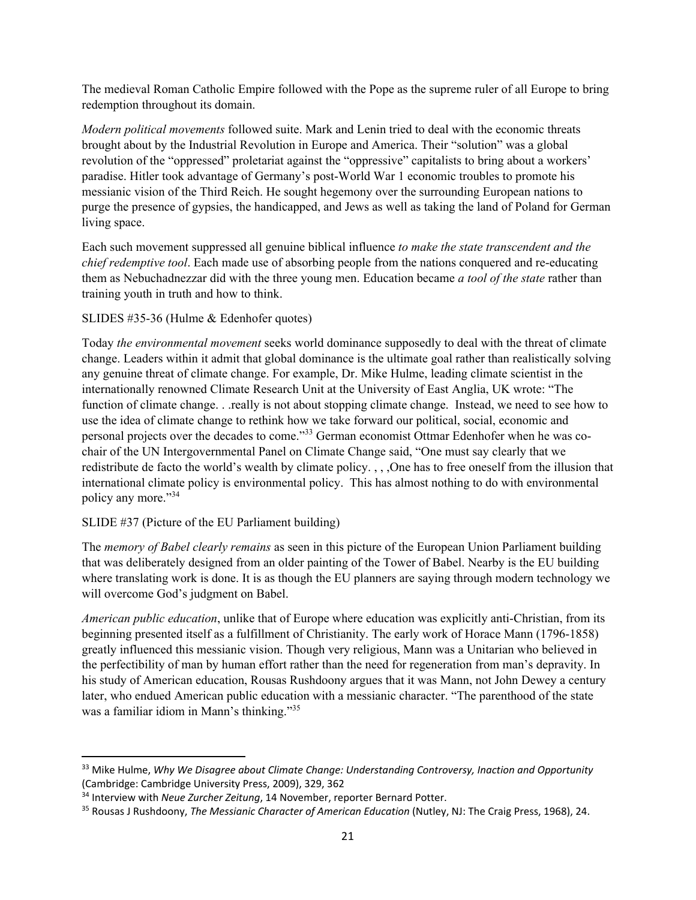The medieval Roman Catholic Empire followed with the Pope as the supreme ruler of all Europe to bring redemption throughout its domain.

*Modern political movements* followed suite. Mark and Lenin tried to deal with the economic threats brought about by the Industrial Revolution in Europe and America. Their "solution" was a global revolution of the "oppressed" proletariat against the "oppressive" capitalists to bring about a workers' paradise. Hitler took advantage of Germany's post-World War 1 economic troubles to promote his messianic vision of the Third Reich. He sought hegemony over the surrounding European nations to purge the presence of gypsies, the handicapped, and Jews as well as taking the land of Poland for German living space.

Each such movement suppressed all genuine biblical influence *to make the state transcendent and the chief redemptive tool*. Each made use of absorbing people from the nations conquered and re-educating them as Nebuchadnezzar did with the three young men. Education became *a tool of the state* rather than training youth in truth and how to think.

SLIDES #35-36 (Hulme & Edenhofer quotes)

Today *the environmental movement* seeks world dominance supposedly to deal with the threat of climate change. Leaders within it admit that global dominance is the ultimate goal rather than realistically solving any genuine threat of climate change. For example, Dr. Mike Hulme, leading climate scientist in the internationally renowned Climate Research Unit at the University of East Anglia, UK wrote: "The function of climate change. . .really is not about stopping climate change. Instead, we need to see how to use the idea of climate change to rethink how we take forward our political, social, economic and personal projects over the decades to come."[33] German economist Ottmar Edenhofer when he was co-chair of the UN Intergovernmental Panel on Climate Change said, "One must say clearly that we redistribute de facto the world's wealth by climate policy. , , ,One has to free oneself from the illusion that international climate policy is environmental policy. This has almost nothing to do with environmental policy any more."[34]

SLIDE #37 (Picture of the EU Parliament building)

The *memory of Babel clearly remains* as seen in this picture of the European Union Parliament building that was deliberately designed from an older painting of the Tower of Babel. Nearby is the EU building where translating work is done. It is as though the EU planners are saying through modern technology we will overcome God's judgment on Babel.

*American public education*, unlike that of Europe where education was explicitly anti-Christian, from its beginning presented itself as a fulfillment of Christianity. The early work of Horace Mann (1796-1858) greatly influenced this messianic vision. Though very religious, Mann was a Unitarian who believed in the perfectibility of man by human effort rather than the need for regeneration from man's depravity. In his study of American education, Rousas Rushdoony argues that it was Mann, not John Dewey a century later, who endued American public education with a messianic character. "The parenthood of the state was a familiar idiom in Mann's thinking."[35]

---

[33] Mike Hulme, *Why We Disagree about Climate Change: Understanding Controversy, Inaction and Opportunity* (Cambridge: Cambridge University Press, 2009), 329, 362

[34] Interview with *Neue Zurcher Zeitung*, 14 November, reporter Bernard Potter.

[35] Rousas J Rushdoony, *The Messianic Character of American Education* (Nutley, NJ: The Craig Press, 1968), 24.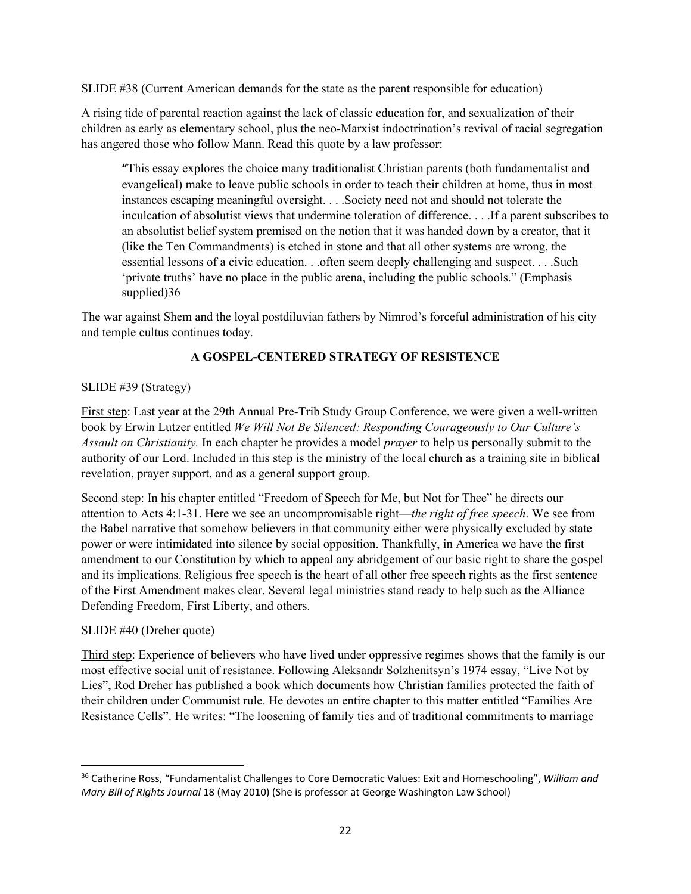SLIDE #38 (Current American demands for the state as the parent responsible for education)

A rising tide of parental reaction against the lack of classic education for, and sexualization of their children as early as elementary school, plus the neo-Marxist indoctrination's revival of racial segregation has angered those who follow Mann. Read this quote by a law professor:

> **"**This essay explores the choice many traditionalist Christian parents (both fundamentalist and evangelical) make to leave public schools in order to teach their children at home, thus in most instances escaping meaningful oversight. . . .Society need not and should not tolerate the inculcation of absolutist views that undermine toleration of difference. . . .If a parent subscribes to an absolutist belief system premised on the notion that it was handed down by a creator, that it (like the Ten Commandments) is etched in stone and that all other systems are wrong, the essential lessons of a civic education. . .often seem deeply challenging and suspect. . . .Such 'private truths' have no place in the public arena, including the public schools." (Emphasis supplied)[36]

The war against Shem and the loyal postdiluvian fathers by Nimrod's forceful administration of his city and temple cultus continues today.

## A GOSPEL-CENTERED STRATEGY OF RESISTENCE

SLIDE #39 (Strategy)

First step: Last year at the 29th Annual Pre-Trib Study Group Conference, we were given a well-written book by Erwin Lutzer entitled *We Will Not Be Silenced: Responding Courageously to Our Culture's Assault on Christianity.* In each chapter he provides a model *prayer* to help us personally submit to the authority of our Lord. Included in this step is the ministry of the local church as a training site in biblical revelation, prayer support, and as a general support group.

Second step: In his chapter entitled "Freedom of Speech for Me, but Not for Thee" he directs our attention to Acts 4:1-31. Here we see an uncompromisable right—*the right of free speech*. We see from the Babel narrative that somehow believers in that community either were physically excluded by state power or were intimidated into silence by social opposition. Thankfully, in America we have the first amendment to our Constitution by which to appeal any abridgement of our basic right to share the gospel and its implications. Religious free speech is the heart of all other free speech rights as the first sentence of the First Amendment makes clear. Several legal ministries stand ready to help such as the Alliance Defending Freedom, First Liberty, and others.

SLIDE #40 (Dreher quote)

Third step: Experience of believers who have lived under oppressive regimes shows that the family is our most effective social unit of resistance. Following Aleksandr Solzhenitsyn's 1974 essay, "Live Not by Lies", Rod Dreher has published a book which documents how Christian families protected the faith of their children under Communist rule. He devotes an entire chapter to this matter entitled "Families Are Resistance Cells". He writes: "The loosening of family ties and of traditional commitments to marriage

---

[36] Catherine Ross, "Fundamentalist Challenges to Core Democratic Values: Exit and Homeschooling", *William and Mary Bill of Rights Journal* 18 (May 2010) (She is professor at George Washington Law School)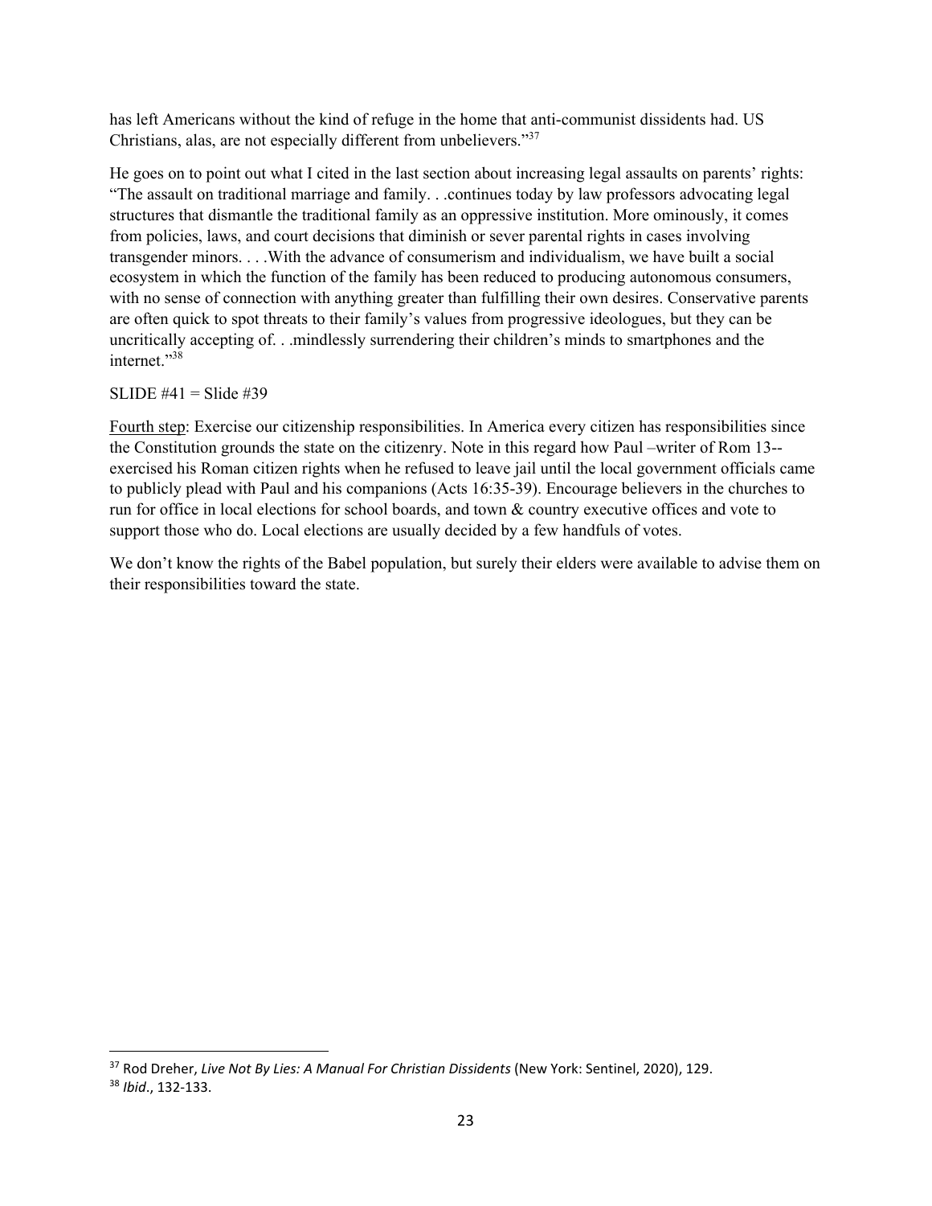has left Americans without the kind of refuge in the home that anti-communist dissidents had. US Christians, alas, are not especially different from unbelievers."[37]

He goes on to point out what I cited in the last section about increasing legal assaults on parents' rights: "The assault on traditional marriage and family. . .continues today by law professors advocating legal structures that dismantle the traditional family as an oppressive institution. More ominously, it comes from policies, laws, and court decisions that diminish or sever parental rights in cases involving transgender minors. . . .With the advance of consumerism and individualism, we have built a social ecosystem in which the function of the family has been reduced to producing autonomous consumers, with no sense of connection with anything greater than fulfilling their own desires. Conservative parents are often quick to spot threats to their family's values from progressive ideologues, but they can be uncritically accepting of. . .mindlessly surrendering their children's minds to smartphones and the internet."[38]

SLIDE #41 = Slide #39

Fourth step: Exercise our citizenship responsibilities. In America every citizen has responsibilities since the Constitution grounds the state on the citizenry. Note in this regard how Paul –writer of Rom 13--exercised his Roman citizen rights when he refused to leave jail until the local government officials came to publicly plead with Paul and his companions (Acts 16:35-39). Encourage believers in the churches to run for office in local elections for school boards, and town & country executive offices and vote to support those who do. Local elections are usually decided by a few handfuls of votes.

We don't know the rights of the Babel population, but surely their elders were available to advise them on their responsibilities toward the state.

---

[37] Rod Dreher, *Live Not By Lies: A Manual For Christian Dissidents* (New York: Sentinel, 2020), 129.

[38] *Ibid*., 132-133.